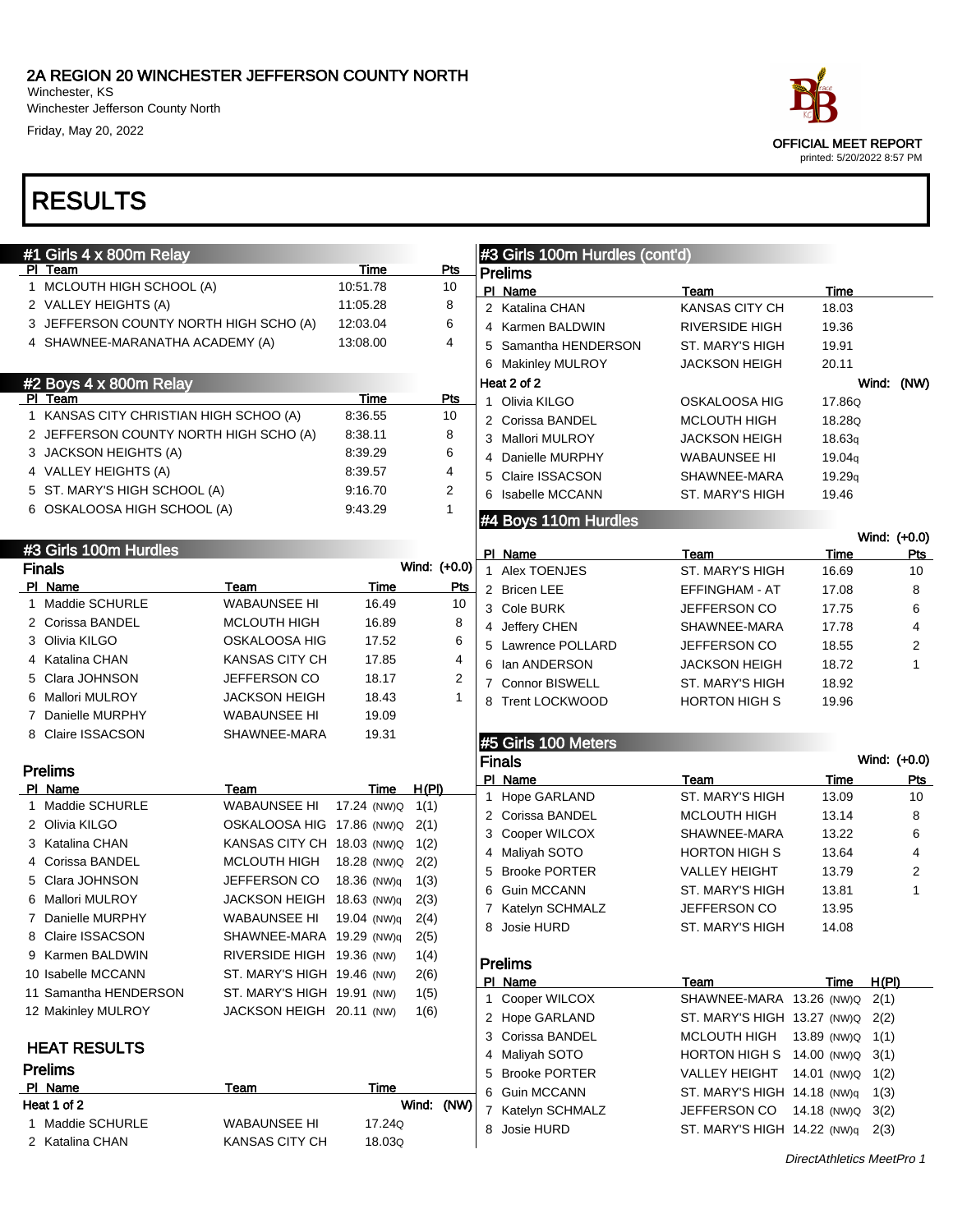# 2A REGION 20 WINCHESTER JEFFERSON COUNTY NORTH

Winchester, KS
Winchester Jefferson County North
Friday, May 20, 2022

OFFICIAL MEET REPORT
printed: 5/20/2022 8:57 PM

# RESULTS

## #1 Girls 4 x 800m Relay

| Pl | Team | Time | Pts |
|---|---|---|---|
| 1 | MCLOUTH HIGH SCHOOL (A) | 10:51.78 | 10 |
| 2 | VALLEY HEIGHTS (A) | 11:05.28 | 8 |
| 3 | JEFFERSON COUNTY NORTH HIGH SCHO (A) | 12:03.04 | 6 |
| 4 | SHAWNEE-MARANATHA ACADEMY (A) | 13:08.00 | 4 |

## #2 Boys 4 x 800m Relay

| Pl | Team | Time | Pts |
|---|---|---|---|
| 1 | KANSAS CITY CHRISTIAN HIGH SCHOO (A) | 8:36.55 | 10 |
| 2 | JEFFERSON COUNTY NORTH HIGH SCHO (A) | 8:38.11 | 8 |
| 3 | JACKSON HEIGHTS (A) | 8:39.29 | 6 |
| 4 | VALLEY HEIGHTS (A) | 8:39.57 | 4 |
| 5 | ST. MARY'S HIGH SCHOOL (A) | 9:16.70 | 2 |
| 6 | OSKALOOSA HIGH SCHOOL (A) | 9:43.29 | 1 |

## #3 Girls 100m Hurdles

### Finals

Wind: (+0.0)

| Pl | Name | Team | Time | Pts |
|---|---|---|---|---|
| 1 | Maddie SCHURLE | WABAUNSEE HI | 16.49 | 10 |
| 2 | Corissa BANDEL | MCLOUTH HIGH | 16.89 | 8 |
| 3 | Olivia KILGO | OSKALOOSA HIG | 17.52 | 6 |
| 4 | Katalina CHAN | KANSAS CITY CH | 17.85 | 4 |
| 5 | Clara JOHNSON | JEFFERSON CO | 18.17 | 2 |
| 6 | Mallori MULROY | JACKSON HEIGH | 18.43 | 1 |
| 7 | Danielle MURPHY | WABAUNSEE HI | 19.09 | |
| 8 | Claire ISSACSON | SHAWNEE-MARA | 19.31 | |

### Prelims

| Pl | Name | Team | Time | H(Pl) |
|---|---|---|---|---|
| 1 | Maddie SCHURLE | WABAUNSEE HI | 17.24 (NW)Q | 1(1) |
| 2 | Olivia KILGO | OSKALOOSA HIG | 17.86 (NW)Q | 2(1) |
| 3 | Katalina CHAN | KANSAS CITY CH | 18.03 (NW)Q | 1(2) |
| 4 | Corissa BANDEL | MCLOUTH HIGH | 18.28 (NW)Q | 2(2) |
| 5 | Clara JOHNSON | JEFFERSON CO | 18.36 (NW)q | 1(3) |
| 6 | Mallori MULROY | JACKSON HEIGH | 18.63 (NW)q | 2(3) |
| 7 | Danielle MURPHY | WABAUNSEE HI | 19.04 (NW)q | 2(4) |
| 8 | Claire ISSACSON | SHAWNEE-MARA | 19.29 (NW)q | 2(5) |
| 9 | Karmen BALDWIN | RIVERSIDE HIGH | 19.36 (NW) | 1(4) |
| 10 | Isabelle MCCANN | ST. MARY'S HIGH | 19.46 (NW) | 2(6) |
| 11 | Samantha HENDERSON | ST. MARY'S HIGH | 19.91 (NW) | 1(5) |
| 12 | Makinley MULROY | JACKSON HEIGH | 20.11 (NW) | 1(6) |

### HEAT RESULTS

### Prelims

**Heat 1 of 2** — Wind: (NW)

| Pl | Name | Team | Time |
|---|---|---|---|
| 1 | Maddie SCHURLE | WABAUNSEE HI | 17.24Q |
| 2 | Katalina CHAN | KANSAS CITY CH | 18.03Q |

## #3 Girls 100m Hurdles (cont'd)

### Prelims

| Pl | Name | Team | Time |
|---|---|---|---|
| 2 | Katalina CHAN | KANSAS CITY CH | 18.03 |
| 4 | Karmen BALDWIN | RIVERSIDE HIGH | 19.36 |
| 5 | Samantha HENDERSON | ST. MARY'S HIGH | 19.91 |
| 6 | Makinley MULROY | JACKSON HEIGH | 20.11 |

**Heat 2 of 2** — Wind: (NW)

| Pl | Name | Team | Time |
|---|---|---|---|
| 1 | Olivia KILGO | OSKALOOSA HIG | 17.86Q |
| 2 | Corissa BANDEL | MCLOUTH HIGH | 18.28Q |
| 3 | Mallori MULROY | JACKSON HEIGH | 18.63q |
| 4 | Danielle MURPHY | WABAUNSEE HI | 19.04q |
| 5 | Claire ISSACSON | SHAWNEE-MARA | 19.29q |
| 6 | Isabelle MCCANN | ST. MARY'S HIGH | 19.46 |

## #4 Boys 110m Hurdles

Wind: (+0.0)

| Pl | Name | Team | Time | Pts |
|---|---|---|---|---|
| 1 | Alex TOENJES | ST. MARY'S HIGH | 16.69 | 10 |
| 2 | Bricen LEE | EFFINGHAM - AT | 17.08 | 8 |
| 3 | Cole BURK | JEFFERSON CO | 17.75 | 6 |
| 4 | Jeffery CHEN | SHAWNEE-MARA | 17.78 | 4 |
| 5 | Lawrence POLLARD | JEFFERSON CO | 18.55 | 2 |
| 6 | Ian ANDERSON | JACKSON HEIGH | 18.72 | 1 |
| 7 | Connor BISWELL | ST. MARY'S HIGH | 18.92 | |
| 8 | Trent LOCKWOOD | HORTON HIGH S | 19.96 | |

## #5 Girls 100 Meters

### Finals

Wind: (+0.0)

| Pl | Name | Team | Time | Pts |
|---|---|---|---|---|
| 1 | Hope GARLAND | ST. MARY'S HIGH | 13.09 | 10 |
| 2 | Corissa BANDEL | MCLOUTH HIGH | 13.14 | 8 |
| 3 | Cooper WILCOX | SHAWNEE-MARA | 13.22 | 6 |
| 4 | Maliyah SOTO | HORTON HIGH S | 13.64 | 4 |
| 5 | Brooke PORTER | VALLEY HEIGHT | 13.79 | 2 |
| 6 | Guin MCCANN | ST. MARY'S HIGH | 13.81 | 1 |
| 7 | Katelyn SCHMALZ | JEFFERSON CO | 13.95 | |
| 8 | Josie HURD | ST. MARY'S HIGH | 14.08 | |

### Prelims

| Pl | Name | Team | Time | H(Pl) |
|---|---|---|---|---|
| 1 | Cooper WILCOX | SHAWNEE-MARA | 13.26 (NW)Q | 2(1) |
| 2 | Hope GARLAND | ST. MARY'S HIGH | 13.27 (NW)Q | 2(2) |
| 3 | Corissa BANDEL | MCLOUTH HIGH | 13.89 (NW)Q | 1(1) |
| 4 | Maliyah SOTO | HORTON HIGH S | 14.00 (NW)Q | 3(1) |
| 5 | Brooke PORTER | VALLEY HEIGHT | 14.01 (NW)Q | 1(2) |
| 6 | Guin MCCANN | ST. MARY'S HIGH | 14.18 (NW)q | 1(3) |
| 7 | Katelyn SCHMALZ | JEFFERSON CO | 14.18 (NW)Q | 3(2) |
| 8 | Josie HURD | ST. MARY'S HIGH | 14.22 (NW)q | 2(3) |

DirectAthletics MeetPro 1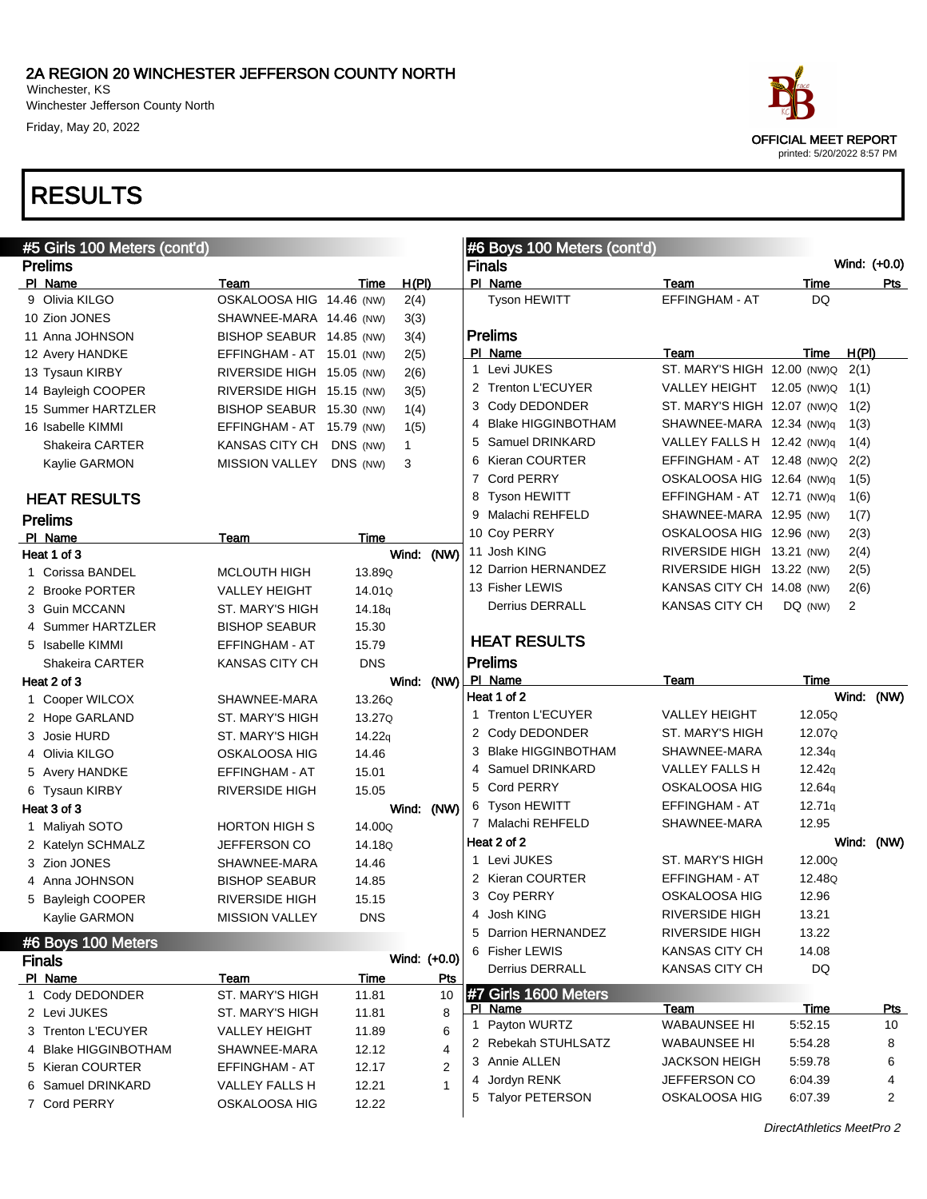# 2A REGION 20 WINCHESTER JEFFERSON COUNTY NORTH

Winchester, KS
Winchester Jefferson County North
Friday, May 20, 2022

OFFICIAL MEET REPORT
printed: 5/20/2022 8:57 PM

# RESULTS

## #5 Girls 100 Meters (cont'd)

### Prelims

| Pl | Name | Team | Time | | H(Pl) |
|---|---|---|---|---|---|
| 9 | Olivia KILGO | OSKALOOSA HIG | 14.46 | (NW) | 2(4) |
| 10 | Zion JONES | SHAWNEE-MARA | 14.46 | (NW) | 3(3) |
| 11 | Anna JOHNSON | BISHOP SEABUR | 14.85 | (NW) | 3(4) |
| 12 | Avery HANDKE | EFFINGHAM - AT | 15.01 | (NW) | 2(5) |
| 13 | Tysaun KIRBY | RIVERSIDE HIGH | 15.05 | (NW) | 2(6) |
| 14 | Bayleigh COOPER | RIVERSIDE HIGH | 15.15 | (NW) | 3(5) |
| 15 | Summer HARTZLER | BISHOP SEABUR | 15.30 | (NW) | 1(4) |
| 16 | Isabelle KIMMI | EFFINGHAM - AT | 15.79 | (NW) | 1(5) |
| | Shakeira CARTER | KANSAS CITY CH | DNS | (NW) | 1 |
| | Kaylie GARMON | MISSION VALLEY | DNS | (NW) | 3 |

### HEAT RESULTS

### Prelims

| Pl | Name | Team | Time |
|---|---|---|---|
| **Heat 1 of 3** | | | **Wind: (NW)** |
| 1 | Corissa BANDEL | MCLOUTH HIGH | 13.89Q |
| 2 | Brooke PORTER | VALLEY HEIGHT | 14.01Q |
| 3 | Guin MCCANN | ST. MARY'S HIGH | 14.18q |
| 4 | Summer HARTZLER | BISHOP SEABUR | 15.30 |
| 5 | Isabelle KIMMI | EFFINGHAM - AT | 15.79 |
| | Shakeira CARTER | KANSAS CITY CH | DNS |
| **Heat 2 of 3** | | | **Wind: (NW)** |
| 1 | Cooper WILCOX | SHAWNEE-MARA | 13.26Q |
| 2 | Hope GARLAND | ST. MARY'S HIGH | 13.27Q |
| 3 | Josie HURD | ST. MARY'S HIGH | 14.22q |
| 4 | Olivia KILGO | OSKALOOSA HIG | 14.46 |
| 5 | Avery HANDKE | EFFINGHAM - AT | 15.01 |
| 6 | Tysaun KIRBY | RIVERSIDE HIGH | 15.05 |
| **Heat 3 of 3** | | | **Wind: (NW)** |
| 1 | Maliyah SOTO | HORTON HIGH S | 14.00Q |
| 2 | Katelyn SCHMALZ | JEFFERSON CO | 14.18Q |
| 3 | Zion JONES | SHAWNEE-MARA | 14.46 |
| 4 | Anna JOHNSON | BISHOP SEABUR | 14.85 |
| 5 | Bayleigh COOPER | RIVERSIDE HIGH | 15.15 |
| | Kaylie GARMON | MISSION VALLEY | DNS |

## #6 Boys 100 Meters

### Finals

Wind: (+0.0)

| Pl | Name | Team | Time | Pts |
|---|---|---|---|---|
| 1 | Cody DEDONDER | ST. MARY'S HIGH | 11.81 | 10 |
| 2 | Levi JUKES | ST. MARY'S HIGH | 11.81 | 8 |
| 3 | Trenton L'ECUYER | VALLEY HEIGHT | 11.89 | 6 |
| 4 | Blake HIGGINBOTHAM | SHAWNEE-MARA | 12.12 | 4 |
| 5 | Kieran COURTER | EFFINGHAM - AT | 12.17 | 2 |
| 6 | Samuel DRINKARD | VALLEY FALLS H | 12.21 | 1 |
| 7 | Cord PERRY | OSKALOOSA HIG | 12.22 | |
| | Tyson HEWITT | EFFINGHAM - AT | DQ | |

### Prelims

| Pl | Name | Team | Time | | H(Pl) |
|---|---|---|---|---|---|
| 1 | Levi JUKES | ST. MARY'S HIGH | 12.00 | (NW)Q | 2(1) |
| 2 | Trenton L'ECUYER | VALLEY HEIGHT | 12.05 | (NW)Q | 1(1) |
| 3 | Cody DEDONDER | ST. MARY'S HIGH | 12.07 | (NW)Q | 1(2) |
| 4 | Blake HIGGINBOTHAM | SHAWNEE-MARA | 12.34 | (NW)q | 1(3) |
| 5 | Samuel DRINKARD | VALLEY FALLS H | 12.42 | (NW)q | 1(4) |
| 6 | Kieran COURTER | EFFINGHAM - AT | 12.48 | (NW)Q | 2(2) |
| 7 | Cord PERRY | OSKALOOSA HIG | 12.64 | (NW)q | 1(5) |
| 8 | Tyson HEWITT | EFFINGHAM - AT | 12.71 | (NW)q | 1(6) |
| 9 | Malachi REHFELD | SHAWNEE-MARA | 12.95 | (NW) | 1(7) |
| 10 | Coy PERRY | OSKALOOSA HIG | 12.96 | (NW) | 2(3) |
| 11 | Josh KING | RIVERSIDE HIGH | 13.21 | (NW) | 2(4) |
| 12 | Darrion HERNANDEZ | RIVERSIDE HIGH | 13.22 | (NW) | 2(5) |
| 13 | Fisher LEWIS | KANSAS CITY CH | 14.08 | (NW) | 2(6) |
| | Derrius DERRALL | KANSAS CITY CH | DQ | (NW) | 2 |

### HEAT RESULTS

### Prelims

| Pl | Name | Team | Time |
|---|---|---|---|
| **Heat 1 of 2** | | | **Wind: (NW)** |
| 1 | Trenton L'ECUYER | VALLEY HEIGHT | 12.05Q |
| 2 | Cody DEDONDER | ST. MARY'S HIGH | 12.07Q |
| 3 | Blake HIGGINBOTHAM | SHAWNEE-MARA | 12.34q |
| 4 | Samuel DRINKARD | VALLEY FALLS H | 12.42q |
| 5 | Cord PERRY | OSKALOOSA HIG | 12.64q |
| 6 | Tyson HEWITT | EFFINGHAM - AT | 12.71q |
| 7 | Malachi REHFELD | SHAWNEE-MARA | 12.95 |
| **Heat 2 of 2** | | | **Wind: (NW)** |
| 1 | Levi JUKES | ST. MARY'S HIGH | 12.00Q |
| 2 | Kieran COURTER | EFFINGHAM - AT | 12.48Q |
| 3 | Coy PERRY | OSKALOOSA HIG | 12.96 |
| 4 | Josh KING | RIVERSIDE HIGH | 13.21 |
| 5 | Darrion HERNANDEZ | RIVERSIDE HIGH | 13.22 |
| 6 | Fisher LEWIS | KANSAS CITY CH | 14.08 |
| | Derrius DERRALL | KANSAS CITY CH | DQ |

## #7 Girls 1600 Meters

| Pl | Name | Team | Time | Pts |
|---|---|---|---|---|
| 1 | Payton WURTZ | WABAUNSEE HI | 5:52.15 | 10 |
| 2 | Rebekah STUHLSATZ | WABAUNSEE HI | 5:54.28 | 8 |
| 3 | Annie ALLEN | JACKSON HEIGH | 5:59.78 | 6 |
| 4 | Jordyn RENK | JEFFERSON CO | 6:04.39 | 4 |
| 5 | Talyor PETERSON | OSKALOOSA HIG | 6:07.39 | 2 |

DirectAthletics MeetPro 2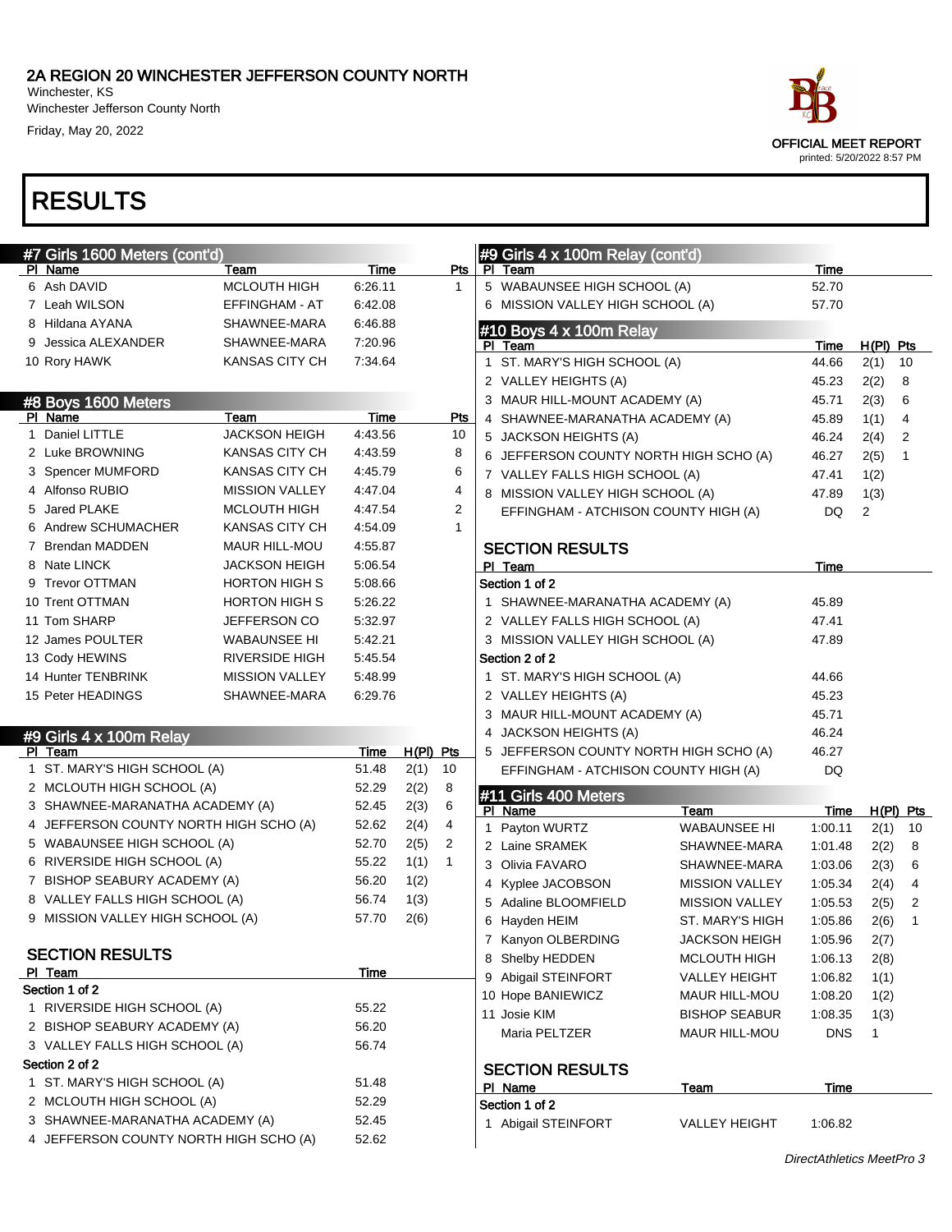# 2A REGION 20 WINCHESTER JEFFERSON COUNTY NORTH

Winchester, KS
Winchester Jefferson County North
Friday, May 20, 2022

OFFICIAL MEET REPORT
printed: 5/20/2022 8:57 PM

# RESULTS

## #7 Girls 1600 Meters (cont'd)

| Pl | Name | Team | Time | Pts |
|---|---|---|---|---|
| 6 | Ash DAVID | MCLOUTH HIGH | 6:26.11 | 1 |
| 7 | Leah WILSON | EFFINGHAM - AT | 6:42.08 | |
| 8 | Hildana AYANA | SHAWNEE-MARA | 6:46.88 | |
| 9 | Jessica ALEXANDER | SHAWNEE-MARA | 7:20.96 | |
| 10 | Rory HAWK | KANSAS CITY CH | 7:34.64 | |

## #8 Boys 1600 Meters

| Pl | Name | Team | Time | Pts |
|---|---|---|---|---|
| 1 | Daniel LITTLE | JACKSON HEIGH | 4:43.56 | 10 |
| 2 | Luke BROWNING | KANSAS CITY CH | 4:43.59 | 8 |
| 3 | Spencer MUMFORD | KANSAS CITY CH | 4:45.79 | 6 |
| 4 | Alfonso RUBIO | MISSION VALLEY | 4:47.04 | 4 |
| 5 | Jared PLAKE | MCLOUTH HIGH | 4:47.54 | 2 |
| 6 | Andrew SCHUMACHER | KANSAS CITY CH | 4:54.09 | 1 |
| 7 | Brendan MADDEN | MAUR HILL-MOU | 4:55.87 | |
| 8 | Nate LINCK | JACKSON HEIGH | 5:06.54 | |
| 9 | Trevor OTTMAN | HORTON HIGH S | 5:08.66 | |
| 10 | Trent OTTMAN | HORTON HIGH S | 5:26.22 | |
| 11 | Tom SHARP | JEFFERSON CO | 5:32.97 | |
| 12 | James POULTER | WABAUNSEE HI | 5:42.21 | |
| 13 | Cody HEWINS | RIVERSIDE HIGH | 5:45.54 | |
| 14 | Hunter TENBRINK | MISSION VALLEY | 5:48.99 | |
| 15 | Peter HEADINGS | SHAWNEE-MARA | 6:29.76 | |

## #9 Girls 4 x 100m Relay

| Pl | Team | Time | H(Pl) | Pts |
|---|---|---|---|---|
| 1 | ST. MARY'S HIGH SCHOOL (A) | 51.48 | 2(1) | 10 |
| 2 | MCLOUTH HIGH SCHOOL (A) | 52.29 | 2(2) | 8 |
| 3 | SHAWNEE-MARANATHA ACADEMY (A) | 52.45 | 2(3) | 6 |
| 4 | JEFFERSON COUNTY NORTH HIGH SCHO (A) | 52.62 | 2(4) | 4 |
| 5 | WABAUNSEE HIGH SCHOOL (A) | 52.70 | 2(5) | 2 |
| 6 | RIVERSIDE HIGH SCHOOL (A) | 55.22 | 1(1) | 1 |
| 7 | BISHOP SEABURY ACADEMY (A) | 56.20 | 1(2) | |
| 8 | VALLEY FALLS HIGH SCHOOL (A) | 56.74 | 1(3) | |
| 9 | MISSION VALLEY HIGH SCHOOL (A) | 57.70 | 2(6) | |

### SECTION RESULTS

| Pl | Team | Time |
|---|---|---|
| **Section 1 of 2** | | |
| 1 | RIVERSIDE HIGH SCHOOL (A) | 55.22 |
| 2 | BISHOP SEABURY ACADEMY (A) | 56.20 |
| 3 | VALLEY FALLS HIGH SCHOOL (A) | 56.74 |
| **Section 2 of 2** | | |
| 1 | ST. MARY'S HIGH SCHOOL (A) | 51.48 |
| 2 | MCLOUTH HIGH SCHOOL (A) | 52.29 |
| 3 | SHAWNEE-MARANATHA ACADEMY (A) | 52.45 |
| 4 | JEFFERSON COUNTY NORTH HIGH SCHO (A) | 52.62 |
| 5 | WABAUNSEE HIGH SCHOOL (A) | 52.70 |
| 6 | MISSION VALLEY HIGH SCHOOL (A) | 57.70 |

## #10 Boys 4 x 100m Relay

| Pl | Team | Time | H(Pl) | Pts |
|---|---|---|---|---|
| 1 | ST. MARY'S HIGH SCHOOL (A) | 44.66 | 2(1) | 10 |
| 2 | VALLEY HEIGHTS (A) | 45.23 | 2(2) | 8 |
| 3 | MAUR HILL-MOUNT ACADEMY (A) | 45.71 | 2(3) | 6 |
| 4 | SHAWNEE-MARANATHA ACADEMY (A) | 45.89 | 1(1) | 4 |
| 5 | JACKSON HEIGHTS (A) | 46.24 | 2(4) | 2 |
| 6 | JEFFERSON COUNTY NORTH HIGH SCHO (A) | 46.27 | 2(5) | 1 |
| 7 | VALLEY FALLS HIGH SCHOOL (A) | 47.41 | 1(2) | |
| 8 | MISSION VALLEY HIGH SCHOOL (A) | 47.89 | 1(3) | |
| | EFFINGHAM - ATCHISON COUNTY HIGH (A) | DQ | 2 | |

### SECTION RESULTS

| Pl | Team | Time |
|---|---|---|
| **Section 1 of 2** | | |
| 1 | SHAWNEE-MARANATHA ACADEMY (A) | 45.89 |
| 2 | VALLEY FALLS HIGH SCHOOL (A) | 47.41 |
| 3 | MISSION VALLEY HIGH SCHOOL (A) | 47.89 |
| **Section 2 of 2** | | |
| 1 | ST. MARY'S HIGH SCHOOL (A) | 44.66 |
| 2 | VALLEY HEIGHTS (A) | 45.23 |
| 3 | MAUR HILL-MOUNT ACADEMY (A) | 45.71 |
| 4 | JACKSON HEIGHTS (A) | 46.24 |
| 5 | JEFFERSON COUNTY NORTH HIGH SCHO (A) | 46.27 |
| | EFFINGHAM - ATCHISON COUNTY HIGH (A) | DQ |

## #11 Girls 400 Meters

| Pl | Name | Team | Time | H(Pl) | Pts |
|---|---|---|---|---|---|
| 1 | Payton WURTZ | WABAUNSEE HI | 1:00.11 | 2(1) | 10 |
| 2 | Laine SRAMEK | SHAWNEE-MARA | 1:01.48 | 2(2) | 8 |
| 3 | Olivia FAVARO | SHAWNEE-MARA | 1:03.06 | 2(3) | 6 |
| 4 | Kyplee JACOBSON | MISSION VALLEY | 1:05.34 | 2(4) | 4 |
| 5 | Adaline BLOOMFIELD | MISSION VALLEY | 1:05.53 | 2(5) | 2 |
| 6 | Hayden HEIM | ST. MARY'S HIGH | 1:05.86 | 2(6) | 1 |
| 7 | Kanyon OLBERDING | JACKSON HEIGH | 1:05.96 | 2(7) | |
| 8 | Shelby HEDDEN | MCLOUTH HIGH | 1:06.13 | 2(8) | |
| 9 | Abigail STEINFORT | VALLEY HEIGHT | 1:06.82 | 1(1) | |
| 10 | Hope BANIEWICZ | MAUR HILL-MOU | 1:08.20 | 1(2) | |
| 11 | Josie KIM | BISHOP SEABUR | 1:08.35 | 1(3) | |
| | Maria PELTZER | MAUR HILL-MOU | DNS | 1 | |

### SECTION RESULTS

| Pl | Name | Team | Time |
|---|---|---|---|
| **Section 1 of 2** | | | |
| 1 | Abigail STEINFORT | VALLEY HEIGHT | 1:06.82 |

DirectAthletics MeetPro 3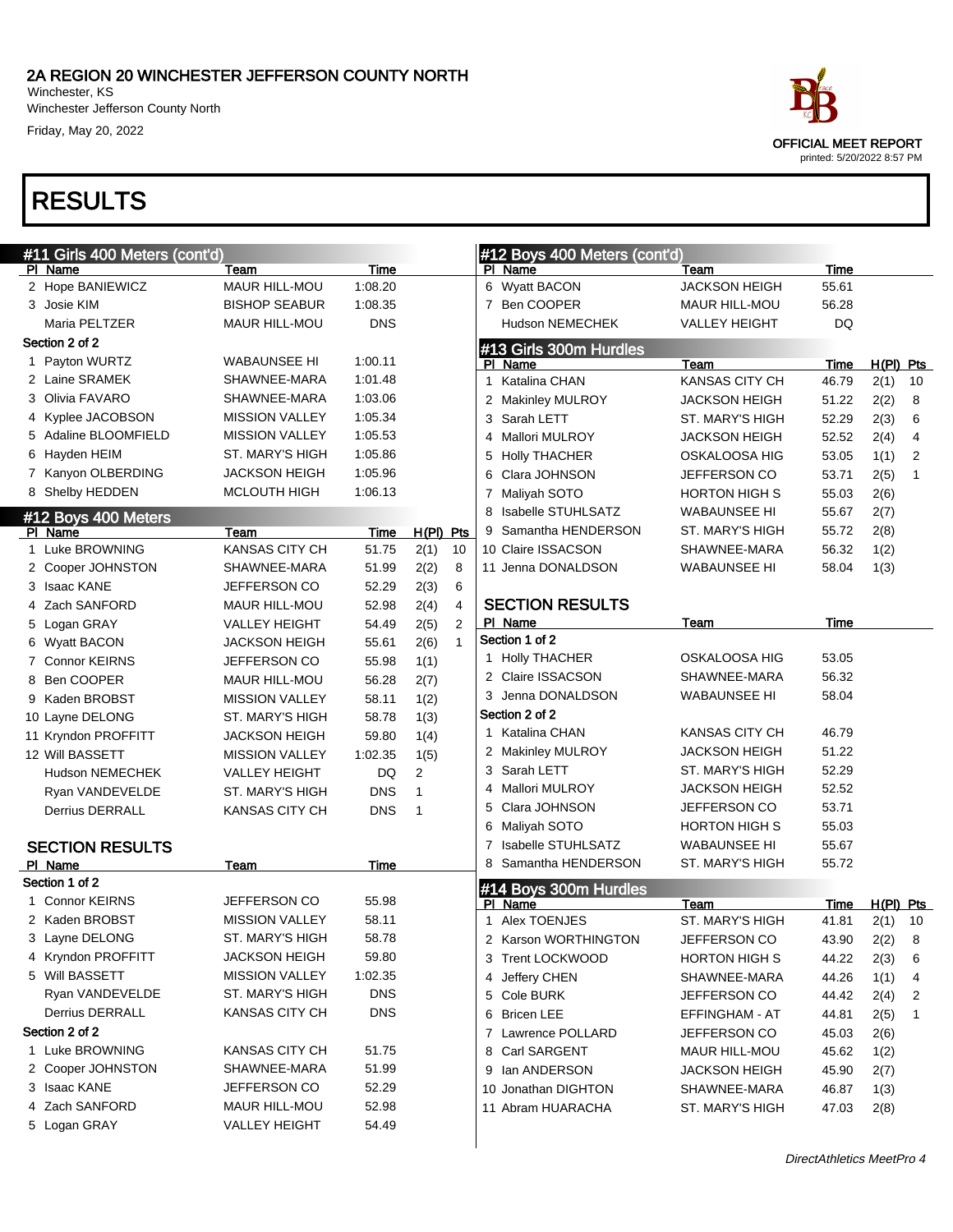# 2A REGION 20 WINCHESTER JEFFERSON COUNTY NORTH

Winchester, KS
Winchester Jefferson County North
Friday, May 20, 2022

OFFICIAL MEET REPORT
printed: 5/20/2022 8:57 PM

# RESULTS

## #11 Girls 400 Meters (cont'd)

| Pl | Name | Team | Time |
|---|---|---|---|
| 2 | Hope BANIEWICZ | MAUR HILL-MOU | 1:08.20 |
| 3 | Josie KIM | BISHOP SEABUR | 1:08.35 |
| | Maria PELTZER | MAUR HILL-MOU | DNS |
| **Section 2 of 2** | | | |
| 1 | Payton WURTZ | WABAUNSEE HI | 1:00.11 |
| 2 | Laine SRAMEK | SHAWNEE-MARA | 1:01.48 |
| 3 | Olivia FAVARO | SHAWNEE-MARA | 1:03.06 |
| 4 | Kyplee JACOBSON | MISSION VALLEY | 1:05.34 |
| 5 | Adaline BLOOMFIELD | MISSION VALLEY | 1:05.53 |
| 6 | Hayden HEIM | ST. MARY'S HIGH | 1:05.86 |
| 7 | Kanyon OLBERDING | JACKSON HEIGH | 1:05.96 |
| 8 | Shelby HEDDEN | MCLOUTH HIGH | 1:06.13 |

## #12 Boys 400 Meters

| Pl | Name | Team | Time | H(Pl) | Pts |
|---|---|---|---|---|---|
| 1 | Luke BROWNING | KANSAS CITY CH | 51.75 | 2(1) | 10 |
| 2 | Cooper JOHNSTON | SHAWNEE-MARA | 51.99 | 2(2) | 8 |
| 3 | Isaac KANE | JEFFERSON CO | 52.29 | 2(3) | 6 |
| 4 | Zach SANFORD | MAUR HILL-MOU | 52.98 | 2(4) | 4 |
| 5 | Logan GRAY | VALLEY HEIGHT | 54.49 | 2(5) | 2 |
| 6 | Wyatt BACON | JACKSON HEIGH | 55.61 | 2(6) | 1 |
| 7 | Connor KEIRNS | JEFFERSON CO | 55.98 | 1(1) | |
| 8 | Ben COOPER | MAUR HILL-MOU | 56.28 | 2(7) | |
| 9 | Kaden BROBST | MISSION VALLEY | 58.11 | 1(2) | |
| 10 | Layne DELONG | ST. MARY'S HIGH | 58.78 | 1(3) | |
| 11 | Kryndon PROFFITT | JACKSON HEIGH | 59.80 | 1(4) | |
| 12 | Will BASSETT | MISSION VALLEY | 1:02.35 | 1(5) | |
| | Hudson NEMECHEK | VALLEY HEIGHT | DQ | 2 | |
| | Ryan VANDEVELDE | ST. MARY'S HIGH | DNS | 1 | |
| | Derrius DERRALL | KANSAS CITY CH | DNS | 1 | |

### SECTION RESULTS

| Pl | Name | Team | Time |
|---|---|---|---|
| **Section 1 of 2** | | | |
| 1 | Connor KEIRNS | JEFFERSON CO | 55.98 |
| 2 | Kaden BROBST | MISSION VALLEY | 58.11 |
| 3 | Layne DELONG | ST. MARY'S HIGH | 58.78 |
| 4 | Kryndon PROFFITT | JACKSON HEIGH | 59.80 |
| 5 | Will BASSETT | MISSION VALLEY | 1:02.35 |
| | Ryan VANDEVELDE | ST. MARY'S HIGH | DNS |
| | Derrius DERRALL | KANSAS CITY CH | DNS |
| **Section 2 of 2** | | | |
| 1 | Luke BROWNING | KANSAS CITY CH | 51.75 |
| 2 | Cooper JOHNSTON | SHAWNEE-MARA | 51.99 |
| 3 | Isaac KANE | JEFFERSON CO | 52.29 |
| 4 | Zach SANFORD | MAUR HILL-MOU | 52.98 |
| 5 | Logan GRAY | VALLEY HEIGHT | 54.49 |
| 6 | Wyatt BACON | JACKSON HEIGH | 55.61 |
| 7 | Ben COOPER | MAUR HILL-MOU | 56.28 |
| | Hudson NEMECHEK | VALLEY HEIGHT | DQ |

## #13 Girls 300m Hurdles

| Pl | Name | Team | Time | H(Pl) | Pts |
|---|---|---|---|---|---|
| 1 | Katalina CHAN | KANSAS CITY CH | 46.79 | 2(1) | 10 |
| 2 | Makinley MULROY | JACKSON HEIGH | 51.22 | 2(2) | 8 |
| 3 | Sarah LETT | ST. MARY'S HIGH | 52.29 | 2(3) | 6 |
| 4 | Mallori MULROY | JACKSON HEIGH | 52.52 | 2(4) | 4 |
| 5 | Holly THACHER | OSKALOOSA HIG | 53.05 | 1(1) | 2 |
| 6 | Clara JOHNSON | JEFFERSON CO | 53.71 | 2(5) | 1 |
| 7 | Maliyah SOTO | HORTON HIGH S | 55.03 | 2(6) | |
| 8 | Isabelle STUHLSATZ | WABAUNSEE HI | 55.67 | 2(7) | |
| 9 | Samantha HENDERSON | ST. MARY'S HIGH | 55.72 | 2(8) | |
| 10 | Claire ISSACSON | SHAWNEE-MARA | 56.32 | 1(2) | |
| 11 | Jenna DONALDSON | WABAUNSEE HI | 58.04 | 1(3) | |

### SECTION RESULTS

| Pl | Name | Team | Time |
|---|---|---|---|
| **Section 1 of 2** | | | |
| 1 | Holly THACHER | OSKALOOSA HIG | 53.05 |
| 2 | Claire ISSACSON | SHAWNEE-MARA | 56.32 |
| 3 | Jenna DONALDSON | WABAUNSEE HI | 58.04 |
| **Section 2 of 2** | | | |
| 1 | Katalina CHAN | KANSAS CITY CH | 46.79 |
| 2 | Makinley MULROY | JACKSON HEIGH | 51.22 |
| 3 | Sarah LETT | ST. MARY'S HIGH | 52.29 |
| 4 | Mallori MULROY | JACKSON HEIGH | 52.52 |
| 5 | Clara JOHNSON | JEFFERSON CO | 53.71 |
| 6 | Maliyah SOTO | HORTON HIGH S | 55.03 |
| 7 | Isabelle STUHLSATZ | WABAUNSEE HI | 55.67 |
| 8 | Samantha HENDERSON | ST. MARY'S HIGH | 55.72 |

## #14 Boys 300m Hurdles

| Pl | Name | Team | Time | H(Pl) | Pts |
|---|---|---|---|---|---|
| 1 | Alex TOENJES | ST. MARY'S HIGH | 41.81 | 2(1) | 10 |
| 2 | Karson WORTHINGTON | JEFFERSON CO | 43.90 | 2(2) | 8 |
| 3 | Trent LOCKWOOD | HORTON HIGH S | 44.22 | 2(3) | 6 |
| 4 | Jeffery CHEN | SHAWNEE-MARA | 44.26 | 1(1) | 4 |
| 5 | Cole BURK | JEFFERSON CO | 44.42 | 2(4) | 2 |
| 6 | Bricen LEE | EFFINGHAM - AT | 44.81 | 2(5) | 1 |
| 7 | Lawrence POLLARD | JEFFERSON CO | 45.03 | 2(6) | |
| 8 | Carl SARGENT | MAUR HILL-MOU | 45.62 | 1(2) | |
| 9 | Ian ANDERSON | JACKSON HEIGH | 45.90 | 2(7) | |
| 10 | Jonathan DIGHTON | SHAWNEE-MARA | 46.87 | 1(3) | |
| 11 | Abram HUARACHA | ST. MARY'S HIGH | 47.03 | 2(8) | |

*DirectAthletics MeetPro 4*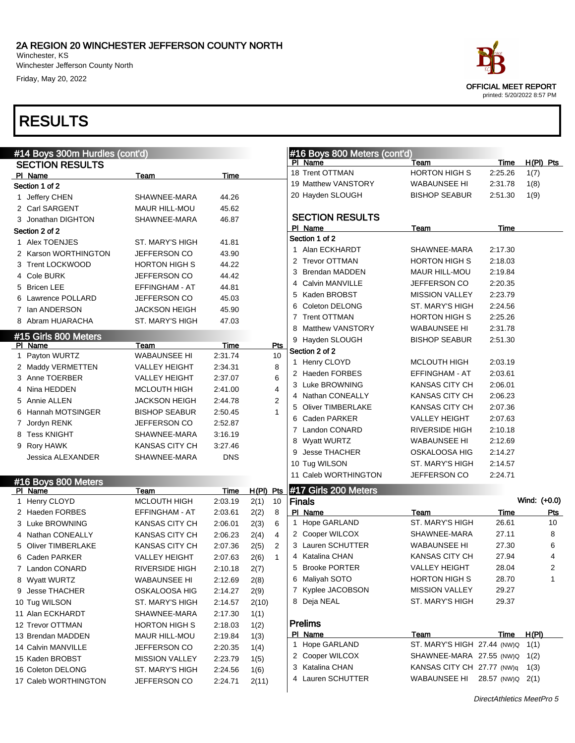# 2A REGION 20 WINCHESTER JEFFERSON COUNTY NORTH

Winchester, KS
Winchester Jefferson County North
Friday, May 20, 2022

OFFICIAL MEET REPORT
printed: 5/20/2022 8:57 PM

# RESULTS

## #14 Boys 300m Hurdles (cont'd)

### SECTION RESULTS

**Section 1 of 2**

| Pl | Name | Team | Time |
|---|---|---|---|
| 1 | Jeffery CHEN | SHAWNEE-MARA | 44.26 |
| 2 | Carl SARGENT | MAUR HILL-MOU | 45.62 |
| 3 | Jonathan DIGHTON | SHAWNEE-MARA | 46.87 |

**Section 2 of 2**

| Pl | Name | Team | Time |
|---|---|---|---|
| 1 | Alex TOENJES | ST. MARY'S HIGH | 41.81 |
| 2 | Karson WORTHINGTON | JEFFERSON CO | 43.90 |
| 3 | Trent LOCKWOOD | HORTON HIGH S | 44.22 |
| 4 | Cole BURK | JEFFERSON CO | 44.42 |
| 5 | Bricen LEE | EFFINGHAM - AT | 44.81 |
| 6 | Lawrence POLLARD | JEFFERSON CO | 45.03 |
| 7 | Ian ANDERSON | JACKSON HEIGH | 45.90 |
| 8 | Abram HUARACHA | ST. MARY'S HIGH | 47.03 |

## #15 Girls 800 Meters

| Pl | Name | Team | Time | Pts |
|---|---|---|---|---|
| 1 | Payton WURTZ | WABAUNSEE HI | 2:31.74 | 10 |
| 2 | Maddy VERMETTEN | VALLEY HEIGHT | 2:34.31 | 8 |
| 3 | Anne TOERBER | VALLEY HEIGHT | 2:37.07 | 6 |
| 4 | Nina HEDDEN | MCLOUTH HIGH | 2:41.00 | 4 |
| 5 | Annie ALLEN | JACKSON HEIGH | 2:44.78 | 2 |
| 6 | Hannah MOTSINGER | BISHOP SEABUR | 2:50.45 | 1 |
| 7 | Jordyn RENK | JEFFERSON CO | 2:52.87 | |
| 8 | Tess KNIGHT | SHAWNEE-MARA | 3:16.19 | |
| 9 | Rory HAWK | KANSAS CITY CH | 3:27.46 | |
| | Jessica ALEXANDER | SHAWNEE-MARA | DNS | |

## #16 Boys 800 Meters

| Pl | Name | Team | Time | H(Pl) | Pts |
|---|---|---|---|---|---|
| 1 | Henry CLOYD | MCLOUTH HIGH | 2:03.19 | 2(1) | 10 |
| 2 | Haeden FORBES | EFFINGHAM - AT | 2:03.61 | 2(2) | 8 |
| 3 | Luke BROWNING | KANSAS CITY CH | 2:06.01 | 2(3) | 6 |
| 4 | Nathan CONEALLY | KANSAS CITY CH | 2:06.23 | 2(4) | 4 |
| 5 | Oliver TIMBERLAKE | KANSAS CITY CH | 2:07.36 | 2(5) | 2 |
| 6 | Caden PARKER | VALLEY HEIGHT | 2:07.63 | 2(6) | 1 |
| 7 | Landon CONARD | RIVERSIDE HIGH | 2:10.18 | 2(7) | |
| 8 | Wyatt WURTZ | WABAUNSEE HI | 2:12.69 | 2(8) | |
| 9 | Jesse THACHER | OSKALOOSA HIG | 2:14.27 | 2(9) | |
| 10 | Tug WILSON | ST. MARY'S HIGH | 2:14.57 | 2(10) | |
| 11 | Alan ECKHARDT | SHAWNEE-MARA | 2:17.30 | 1(1) | |
| 12 | Trevor OTTMAN | HORTON HIGH S | 2:18.03 | 1(2) | |
| 13 | Brendan MADDEN | MAUR HILL-MOU | 2:19.84 | 1(3) | |
| 14 | Calvin MANVILLE | JEFFERSON CO | 2:20.35 | 1(4) | |
| 15 | Kaden BROBST | MISSION VALLEY | 2:23.79 | 1(5) | |
| 16 | Coleton DELONG | ST. MARY'S HIGH | 2:24.56 | 1(6) | |
| 17 | Caleb WORTHINGTON | JEFFERSON CO | 2:24.71 | 2(11) | |
| 18 | Trent OTTMAN | HORTON HIGH S | 2:25.26 | 1(7) | |
| 19 | Matthew VANSTORY | WABAUNSEE HI | 2:31.78 | 1(8) | |
| 20 | Hayden SLOUGH | BISHOP SEABUR | 2:51.30 | 1(9) | |

### SECTION RESULTS

**Section 1 of 2**

| Pl | Name | Team | Time |
|---|---|---|---|
| 1 | Alan ECKHARDT | SHAWNEE-MARA | 2:17.30 |
| 2 | Trevor OTTMAN | HORTON HIGH S | 2:18.03 |
| 3 | Brendan MADDEN | MAUR HILL-MOU | 2:19.84 |
| 4 | Calvin MANVILLE | JEFFERSON CO | 2:20.35 |
| 5 | Kaden BROBST | MISSION VALLEY | 2:23.79 |
| 6 | Coleton DELONG | ST. MARY'S HIGH | 2:24.56 |
| 7 | Trent OTTMAN | HORTON HIGH S | 2:25.26 |
| 8 | Matthew VANSTORY | WABAUNSEE HI | 2:31.78 |
| 9 | Hayden SLOUGH | BISHOP SEABUR | 2:51.30 |

**Section 2 of 2**

| Pl | Name | Team | Time |
|---|---|---|---|
| 1 | Henry CLOYD | MCLOUTH HIGH | 2:03.19 |
| 2 | Haeden FORBES | EFFINGHAM - AT | 2:03.61 |
| 3 | Luke BROWNING | KANSAS CITY CH | 2:06.01 |
| 4 | Nathan CONEALLY | KANSAS CITY CH | 2:06.23 |
| 5 | Oliver TIMBERLAKE | KANSAS CITY CH | 2:07.36 |
| 6 | Caden PARKER | VALLEY HEIGHT | 2:07.63 |
| 7 | Landon CONARD | RIVERSIDE HIGH | 2:10.18 |
| 8 | Wyatt WURTZ | WABAUNSEE HI | 2:12.69 |
| 9 | Jesse THACHER | OSKALOOSA HIG | 2:14.27 |
| 10 | Tug WILSON | ST. MARY'S HIGH | 2:14.57 |
| 11 | Caleb WORTHINGTON | JEFFERSON CO | 2:24.71 |

## #17 Girls 200 Meters

### Finals

Wind: (+0.0)

| Pl | Name | Team | Time | Pts |
|---|---|---|---|---|
| 1 | Hope GARLAND | ST. MARY'S HIGH | 26.61 | 10 |
| 2 | Cooper WILCOX | SHAWNEE-MARA | 27.11 | 8 |
| 3 | Lauren SCHUTTER | WABAUNSEE HI | 27.30 | 6 |
| 4 | Katalina CHAN | KANSAS CITY CH | 27.94 | 4 |
| 5 | Brooke PORTER | VALLEY HEIGHT | 28.04 | 2 |
| 6 | Maliyah SOTO | HORTON HIGH S | 28.70 | 1 |
| 7 | Kyplee JACOBSON | MISSION VALLEY | 29.27 | |
| 8 | Deja NEAL | ST. MARY'S HIGH | 29.37 | |

### Prelims

| Pl | Name | Team | Time | H(Pl) |
|---|---|---|---|---|
| 1 | Hope GARLAND | ST. MARY'S HIGH | 27.44 (NW)Q | 1(1) |
| 2 | Cooper WILCOX | SHAWNEE-MARA | 27.55 (NW)Q | 1(2) |
| 3 | Katalina CHAN | KANSAS CITY CH | 27.77 (NW)q | 1(3) |
| 4 | Lauren SCHUTTER | WABAUNSEE HI | 28.57 (NW)Q | 2(1) |

DirectAthletics MeetPro 5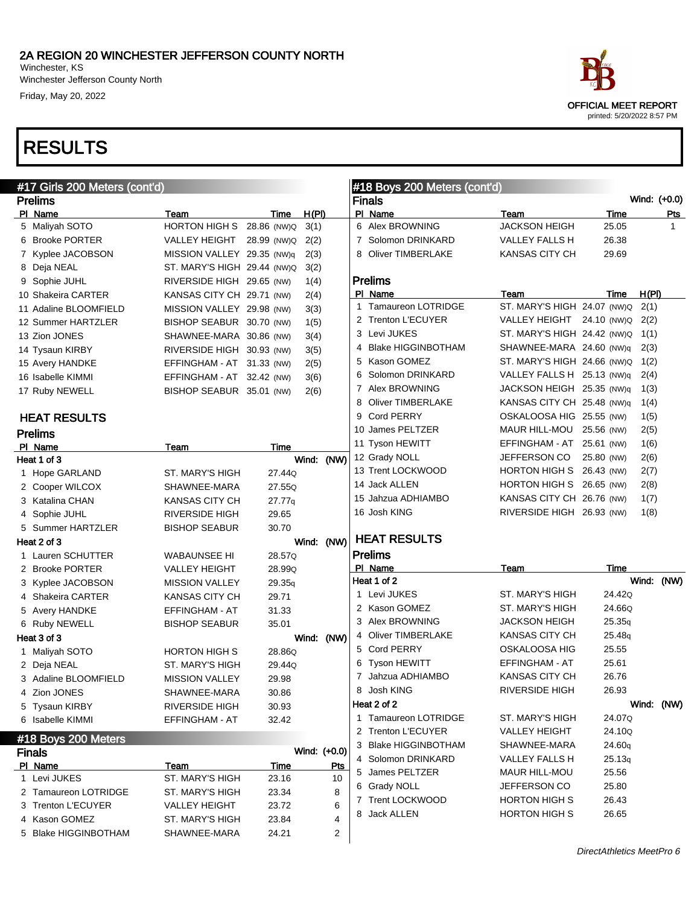# 2A REGION 20 WINCHESTER JEFFERSON COUNTY NORTH

Winchester, KS
Winchester Jefferson County North
Friday, May 20, 2022

OFFICIAL MEET REPORT
printed: 5/20/2022 8:57 PM

# RESULTS

## #17 Girls 200 Meters (cont'd)

### Prelims

| Pl | Name | Team | Time | H(Pl) |
|---|---|---|---|---|
| 5 | Maliyah SOTO | HORTON HIGH S | 28.86 (NW)Q | 3(1) |
| 6 | Brooke PORTER | VALLEY HEIGHT | 28.99 (NW)Q | 2(2) |
| 7 | Kyplee JACOBSON | MISSION VALLEY | 29.35 (NW)q | 2(3) |
| 8 | Deja NEAL | ST. MARY'S HIGH | 29.44 (NW)Q | 3(2) |
| 9 | Sophie JUHL | RIVERSIDE HIGH | 29.65 (NW) | 1(4) |
| 10 | Shakeira CARTER | KANSAS CITY CH | 29.71 (NW) | 2(4) |
| 11 | Adaline BLOOMFIELD | MISSION VALLEY | 29.98 (NW) | 3(3) |
| 12 | Summer HARTZLER | BISHOP SEABUR | 30.70 (NW) | 1(5) |
| 13 | Zion JONES | SHAWNEE-MARA | 30.86 (NW) | 3(4) |
| 14 | Tysaun KIRBY | RIVERSIDE HIGH | 30.93 (NW) | 3(5) |
| 15 | Avery HANDKE | EFFINGHAM - AT | 31.33 (NW) | 2(5) |
| 16 | Isabelle KIMMI | EFFINGHAM - AT | 32.42 (NW) | 3(6) |
| 17 | Ruby NEWELL | BISHOP SEABUR | 35.01 (NW) | 2(6) |

### HEAT RESULTS

### Prelims

| Pl | Name | Team | Time |
|---|---|---|---|
| **Heat 1 of 3** | | | **Wind: (NW)** |
| 1 | Hope GARLAND | ST. MARY'S HIGH | 27.44Q |
| 2 | Cooper WILCOX | SHAWNEE-MARA | 27.55Q |
| 3 | Katalina CHAN | KANSAS CITY CH | 27.77q |
| 4 | Sophie JUHL | RIVERSIDE HIGH | 29.65 |
| 5 | Summer HARTZLER | BISHOP SEABUR | 30.70 |
| **Heat 2 of 3** | | | **Wind: (NW)** |
| 1 | Lauren SCHUTTER | WABAUNSEE HI | 28.57Q |
| 2 | Brooke PORTER | VALLEY HEIGHT | 28.99Q |
| 3 | Kyplee JACOBSON | MISSION VALLEY | 29.35q |
| 4 | Shakeira CARTER | KANSAS CITY CH | 29.71 |
| 5 | Avery HANDKE | EFFINGHAM - AT | 31.33 |
| 6 | Ruby NEWELL | BISHOP SEABUR | 35.01 |
| **Heat 3 of 3** | | | **Wind: (NW)** |
| 1 | Maliyah SOTO | HORTON HIGH S | 28.86Q |
| 2 | Deja NEAL | ST. MARY'S HIGH | 29.44Q |
| 3 | Adaline BLOOMFIELD | MISSION VALLEY | 29.98 |
| 4 | Zion JONES | SHAWNEE-MARA | 30.86 |
| 5 | Tysaun KIRBY | RIVERSIDE HIGH | 30.93 |
| 6 | Isabelle KIMMI | EFFINGHAM - AT | 32.42 |

## #18 Boys 200 Meters

### Finals

Wind: (+0.0)

| Pl | Name | Team | Time | Pts |
|---|---|---|---|---|
| 1 | Levi JUKES | ST. MARY'S HIGH | 23.16 | 10 |
| 2 | Tamaureon LOTRIDGE | ST. MARY'S HIGH | 23.34 | 8 |
| 3 | Trenton L'ECUYER | VALLEY HEIGHT | 23.72 | 6 |
| 4 | Kason GOMEZ | ST. MARY'S HIGH | 23.84 | 4 |
| 5 | Blake HIGGINBOTHAM | SHAWNEE-MARA | 24.21 | 2 |
| 6 | Alex BROWNING | JACKSON HEIGH | 25.05 | 1 |
| 7 | Solomon DRINKARD | VALLEY FALLS H | 26.38 | |
| 8 | Oliver TIMBERLAKE | KANSAS CITY CH | 29.69 | |

### Prelims

| Pl | Name | Team | Time | H(Pl) |
|---|---|---|---|---|
| 1 | Tamaureon LOTRIDGE | ST. MARY'S HIGH | 24.07 (NW)Q | 2(1) |
| 2 | Trenton L'ECUYER | VALLEY HEIGHT | 24.10 (NW)Q | 2(2) |
| 3 | Levi JUKES | ST. MARY'S HIGH | 24.42 (NW)Q | 1(1) |
| 4 | Blake HIGGINBOTHAM | SHAWNEE-MARA | 24.60 (NW)q | 2(3) |
| 5 | Kason GOMEZ | ST. MARY'S HIGH | 24.66 (NW)Q | 1(2) |
| 6 | Solomon DRINKARD | VALLEY FALLS H | 25.13 (NW)q | 2(4) |
| 7 | Alex BROWNING | JACKSON HEIGH | 25.35 (NW)q | 1(3) |
| 8 | Oliver TIMBERLAKE | KANSAS CITY CH | 25.48 (NW)q | 1(4) |
| 9 | Cord PERRY | OSKALOOSA HIG | 25.55 (NW) | 1(5) |
| 10 | James PELTZER | MAUR HILL-MOU | 25.56 (NW) | 2(5) |
| 11 | Tyson HEWITT | EFFINGHAM - AT | 25.61 (NW) | 1(6) |
| 12 | Grady NOLL | JEFFERSON CO | 25.80 (NW) | 2(6) |
| 13 | Trent LOCKWOOD | HORTON HIGH S | 26.43 (NW) | 2(7) |
| 14 | Jack ALLEN | HORTON HIGH S | 26.65 (NW) | 2(8) |
| 15 | Jahzua ADHIAMBO | KANSAS CITY CH | 26.76 (NW) | 1(7) |
| 16 | Josh KING | RIVERSIDE HIGH | 26.93 (NW) | 1(8) |

### HEAT RESULTS

### Prelims

| Pl | Name | Team | Time |
|---|---|---|---|
| **Heat 1 of 2** | | | **Wind: (NW)** |
| 1 | Levi JUKES | ST. MARY'S HIGH | 24.42Q |
| 2 | Kason GOMEZ | ST. MARY'S HIGH | 24.66Q |
| 3 | Alex BROWNING | JACKSON HEIGH | 25.35q |
| 4 | Oliver TIMBERLAKE | KANSAS CITY CH | 25.48q |
| 5 | Cord PERRY | OSKALOOSA HIG | 25.55 |
| 6 | Tyson HEWITT | EFFINGHAM - AT | 25.61 |
| 7 | Jahzua ADHIAMBO | KANSAS CITY CH | 26.76 |
| 8 | Josh KING | RIVERSIDE HIGH | 26.93 |
| **Heat 2 of 2** | | | **Wind: (NW)** |
| 1 | Tamaureon LOTRIDGE | ST. MARY'S HIGH | 24.07Q |
| 2 | Trenton L'ECUYER | VALLEY HEIGHT | 24.10Q |
| 3 | Blake HIGGINBOTHAM | SHAWNEE-MARA | 24.60q |
| 4 | Solomon DRINKARD | VALLEY FALLS H | 25.13q |
| 5 | James PELTZER | MAUR HILL-MOU | 25.56 |
| 6 | Grady NOLL | JEFFERSON CO | 25.80 |
| 7 | Trent LOCKWOOD | HORTON HIGH S | 26.43 |
| 8 | Jack ALLEN | HORTON HIGH S | 26.65 |

*DirectAthletics MeetPro 6*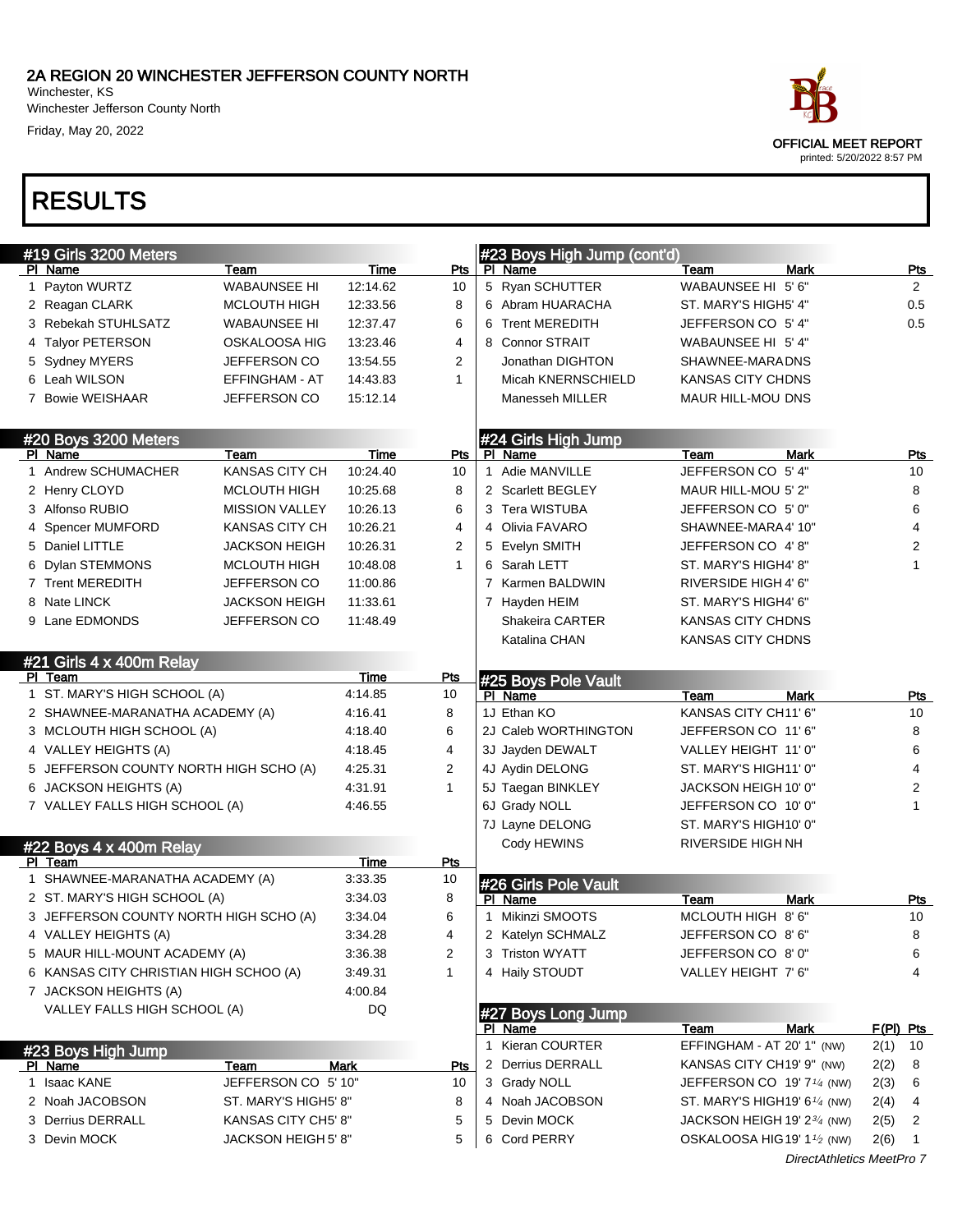# 2A REGION 20 WINCHESTER JEFFERSON COUNTY NORTH

Winchester, KS
Winchester Jefferson County North
Friday, May 20, 2022

OFFICIAL MEET REPORT
printed: 5/20/2022 8:57 PM

## RESULTS

### #19 Girls 3200 Meters

| Pl | Name | Team | Time | Pts |
|---|---|---|---|---|
| 1 | Payton WURTZ | WABAUNSEE HI | 12:14.62 | 10 |
| 2 | Reagan CLARK | MCLOUTH HIGH | 12:33.56 | 8 |
| 3 | Rebekah STUHLSATZ | WABAUNSEE HI | 12:37.47 | 6 |
| 4 | Talyor PETERSON | OSKALOOSA HIG | 13:23.46 | 4 |
| 5 | Sydney MYERS | JEFFERSON CO | 13:54.55 | 2 |
| 6 | Leah WILSON | EFFINGHAM - AT | 14:43.83 | 1 |
| 7 | Bowie WEISHAAR | JEFFERSON CO | 15:12.14 | |

### #20 Boys 3200 Meters

| Pl | Name | Team | Time | Pts |
|---|---|---|---|---|
| 1 | Andrew SCHUMACHER | KANSAS CITY CH | 10:24.40 | 10 |
| 2 | Henry CLOYD | MCLOUTH HIGH | 10:25.68 | 8 |
| 3 | Alfonso RUBIO | MISSION VALLEY | 10:26.13 | 6 |
| 4 | Spencer MUMFORD | KANSAS CITY CH | 10:26.21 | 4 |
| 5 | Daniel LITTLE | JACKSON HEIGH | 10:26.31 | 2 |
| 6 | Dylan STEMMONS | MCLOUTH HIGH | 10:48.08 | 1 |
| 7 | Trent MEREDITH | JEFFERSON CO | 11:00.86 | |
| 8 | Nate LINCK | JACKSON HEIGH | 11:33.61 | |
| 9 | Lane EDMONDS | JEFFERSON CO | 11:48.49 | |

### #21 Girls 4 x 400m Relay

| Pl | Team | Time | Pts |
|---|---|---|---|
| 1 | ST. MARY'S HIGH SCHOOL (A) | 4:14.85 | 10 |
| 2 | SHAWNEE-MARANATHA ACADEMY (A) | 4:16.41 | 8 |
| 3 | MCLOUTH HIGH SCHOOL (A) | 4:18.40 | 6 |
| 4 | VALLEY HEIGHTS (A) | 4:18.45 | 4 |
| 5 | JEFFERSON COUNTY NORTH HIGH SCHO (A) | 4:25.31 | 2 |
| 6 | JACKSON HEIGHTS (A) | 4:31.91 | 1 |
| 7 | VALLEY FALLS HIGH SCHOOL (A) | 4:46.55 | |

### #22 Boys 4 x 400m Relay

| Pl | Team | Time | Pts |
|---|---|---|---|
| 1 | SHAWNEE-MARANATHA ACADEMY (A) | 3:33.35 | 10 |
| 2 | ST. MARY'S HIGH SCHOOL (A) | 3:34.03 | 8 |
| 3 | JEFFERSON COUNTY NORTH HIGH SCHO (A) | 3:34.04 | 6 |
| 4 | VALLEY HEIGHTS (A) | 3:34.28 | 4 |
| 5 | MAUR HILL-MOUNT ACADEMY (A) | 3:36.38 | 2 |
| 6 | KANSAS CITY CHRISTIAN HIGH SCHOO (A) | 3:49.31 | 1 |
| 7 | JACKSON HEIGHTS (A) | 4:00.84 | |
| | VALLEY FALLS HIGH SCHOOL (A) | DQ | |

### #23 Boys High Jump

| Pl | Name | Team | Mark | Pts |
|---|---|---|---|---|
| 1 | Isaac KANE | JEFFERSON CO | 5' 10" | 10 |
| 2 | Noah JACOBSON | ST. MARY'S HIGH | 5' 8" | 8 |
| 3 | Derrius DERRALL | KANSAS CITY CH | 5' 8" | 5 |
| 3 | Devin MOCK | JACKSON HEIGH | 5' 8" | 5 |
| 5 | Ryan SCHUTTER | WABAUNSEE HI | 5' 6" | 2 |
| 6 | Abram HUARACHA | ST. MARY'S HIGH | 5' 4" | 0.5 |
| 6 | Trent MEREDITH | JEFFERSON CO | 5' 4" | 0.5 |
| 8 | Connor STRAIT | WABAUNSEE HI | 5' 4" | |
| | Jonathan DIGHTON | SHAWNEE-MARA | DNS | |
| | Micah KNERNSCHIELD | KANSAS CITY CH | DNS | |
| | Manesseh MILLER | MAUR HILL-MOU | DNS | |

### #24 Girls High Jump

| Pl | Name | Team | Mark | Pts |
|---|---|---|---|---|
| 1 | Adie MANVILLE | JEFFERSON CO | 5' 4" | 10 |
| 2 | Scarlett BEGLEY | MAUR HILL-MOU | 5' 2" | 8 |
| 3 | Tera WISTUBA | JEFFERSON CO | 5' 0" | 6 |
| 4 | Olivia FAVARO | SHAWNEE-MARA | 4' 10" | 4 |
| 5 | Evelyn SMITH | JEFFERSON CO | 4' 8" | 2 |
| 6 | Sarah LETT | ST. MARY'S HIGH | 4' 8" | 1 |
| 7 | Karmen BALDWIN | RIVERSIDE HIGH | 4' 6" | |
| 7 | Hayden HEIM | ST. MARY'S HIGH | 4' 6" | |
| | Shakeira CARTER | KANSAS CITY CH | DNS | |
| | Katalina CHAN | KANSAS CITY CH | DNS | |

### #25 Boys Pole Vault

| Pl | Name | Team | Mark | Pts |
|---|---|---|---|---|
| 1J | Ethan KO | KANSAS CITY CH | 11' 6" | 10 |
| 2J | Caleb WORTHINGTON | JEFFERSON CO | 11' 6" | 8 |
| 3J | Jayden DEWALT | VALLEY HEIGHT | 11' 0" | 6 |
| 4J | Aydin DELONG | ST. MARY'S HIGH | 11' 0" | 4 |
| 5J | Taegan BINKLEY | JACKSON HEIGH | 10' 0" | 2 |
| 6J | Grady NOLL | JEFFERSON CO | 10' 0" | 1 |
| 7J | Layne DELONG | ST. MARY'S HIGH | 10' 0" | |
| | Cody HEWINS | RIVERSIDE HIGH | NH | |

### #26 Girls Pole Vault

| Pl | Name | Team | Mark | Pts |
|---|---|---|---|---|
| 1 | Mikinzi SMOOTS | MCLOUTH HIGH | 8' 6" | 10 |
| 2 | Katelyn SCHMALZ | JEFFERSON CO | 8' 6" | 8 |
| 3 | Triston WYATT | JEFFERSON CO | 8' 0" | 6 |
| 4 | Haily STOUDT | VALLEY HEIGHT | 7' 6" | 4 |

### #27 Boys Long Jump

| Pl | Name | Team | Mark | F(Pl) | Pts |
|---|---|---|---|---|---|
| 1 | Kieran COURTER | EFFINGHAM - AT | 20' 1" (NW) | 2(1) | 10 |
| 2 | Derrius DERRALL | KANSAS CITY CH | 19' 9" (NW) | 2(2) | 8 |
| 3 | Grady NOLL | JEFFERSON CO | 19' 7 1/4 (NW) | 2(3) | 6 |
| 4 | Noah JACOBSON | ST. MARY'S HIGH | 19' 6 1/4 (NW) | 2(4) | 4 |
| 5 | Devin MOCK | JACKSON HEIGH | 19' 2 3/4 (NW) | 2(5) | 2 |
| 6 | Cord PERRY | OSKALOOSA HIG | 19' 1 1/2 (NW) | 2(6) | 1 |

DirectAthletics MeetPro 7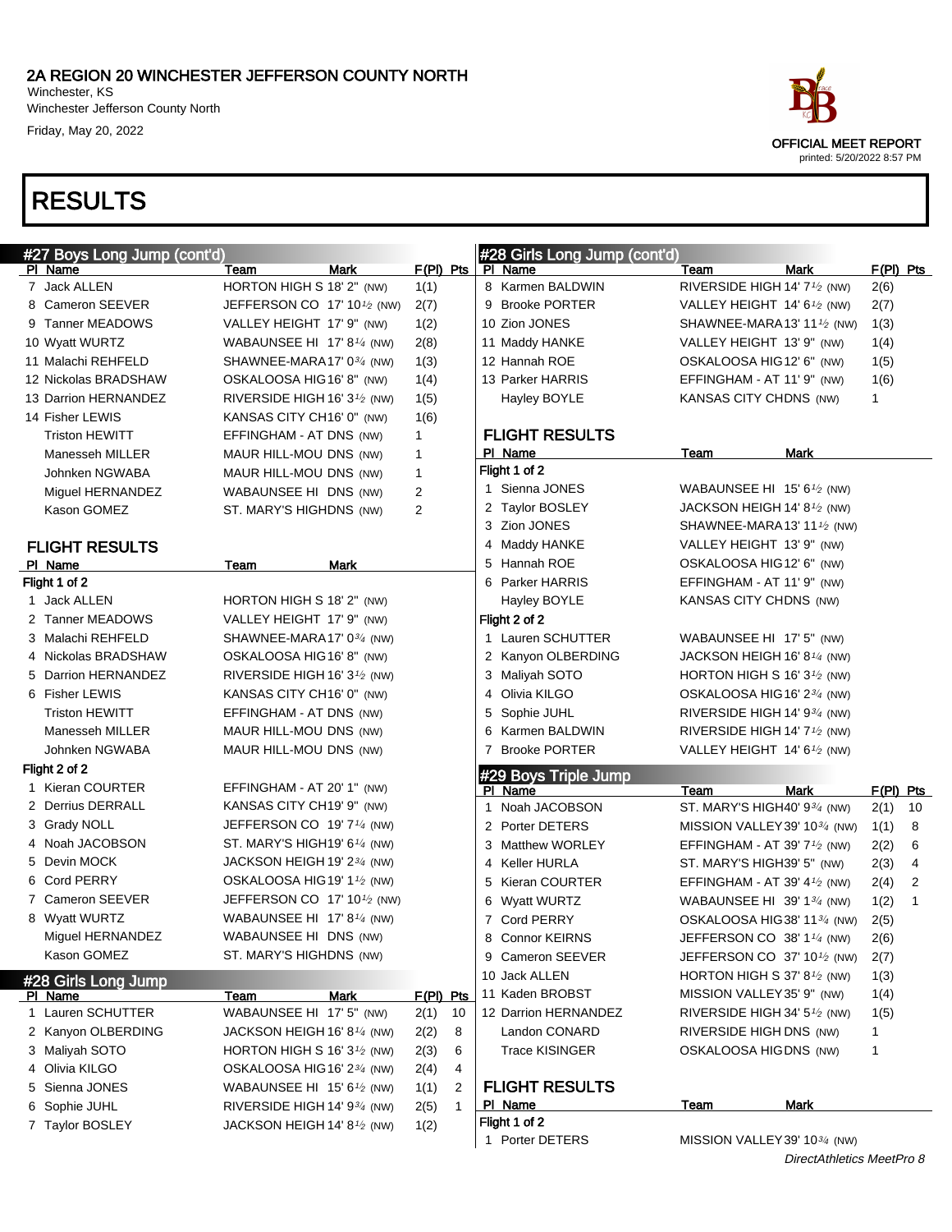# 2A REGION 20 WINCHESTER JEFFERSON COUNTY NORTH

Winchester, KS
Winchester Jefferson County North
Friday, May 20, 2022

OFFICIAL MEET REPORT
printed: 5/20/2022 8:57 PM

# RESULTS

## #27 Boys Long Jump (cont'd)

| Pl | Name | Team | Mark | F(Pl) | Pts |
|---|---|---|---|---|---|
| 7 | Jack ALLEN | HORTON HIGH S | 18' 2" (NW) | 1(1) | |
| 8 | Cameron SEEVER | JEFFERSON CO | 17' 10½ (NW) | 2(7) | |
| 9 | Tanner MEADOWS | VALLEY HEIGHT | 17' 9" (NW) | 1(2) | |
| 10 | Wyatt WURTZ | WABAUNSEE HI | 17' 8¼ (NW) | 2(8) | |
| 11 | Malachi REHFELD | SHAWNEE-MARA | 17' 0¾ (NW) | 1(3) | |
| 12 | Nickolas BRADSHAW | OSKALOOSA HIG | 16' 8" (NW) | 1(4) | |
| 13 | Darrion HERNANDEZ | RIVERSIDE HIGH | 16' 3½ (NW) | 1(5) | |
| 14 | Fisher LEWIS | KANSAS CITY CH | 16' 0" (NW) | 1(6) | |
| | Triston HEWITT | EFFINGHAM - AT | DNS (NW) | 1 | |
| | Manesseh MILLER | MAUR HILL-MOU | DNS (NW) | 1 | |
| | Johnken NGWABA | MAUR HILL-MOU | DNS (NW) | 1 | |
| | Miguel HERNANDEZ | WABAUNSEE HI | DNS (NW) | 2 | |
| | Kason GOMEZ | ST. MARY'S HIGH | DNS (NW) | 2 | |

### FLIGHT RESULTS

| Pl | Name | Team | Mark |
|---|---|---|---|
| **Flight 1 of 2** | | | |
| 1 | Jack ALLEN | HORTON HIGH S | 18' 2" (NW) |
| 2 | Tanner MEADOWS | VALLEY HEIGHT | 17' 9" (NW) |
| 3 | Malachi REHFELD | SHAWNEE-MARA | 17' 0¾ (NW) |
| 4 | Nickolas BRADSHAW | OSKALOOSA HIG | 16' 8" (NW) |
| 5 | Darrion HERNANDEZ | RIVERSIDE HIGH | 16' 3½ (NW) |
| 6 | Fisher LEWIS | KANSAS CITY CH | 16' 0" (NW) |
| | Triston HEWITT | EFFINGHAM - AT | DNS (NW) |
| | Manesseh MILLER | MAUR HILL-MOU | DNS (NW) |
| | Johnken NGWABA | MAUR HILL-MOU | DNS (NW) |
| **Flight 2 of 2** | | | |
| 1 | Kieran COURTER | EFFINGHAM - AT | 20' 1" (NW) |
| 2 | Derrius DERRALL | KANSAS CITY CH | 19' 9" (NW) |
| 3 | Grady NOLL | JEFFERSON CO | 19' 7¼ (NW) |
| 4 | Noah JACOBSON | ST. MARY'S HIGH | 19' 6¼ (NW) |
| 5 | Devin MOCK | JACKSON HEIGH | 19' 2¾ (NW) |
| 6 | Cord PERRY | OSKALOOSA HIG | 19' 1½ (NW) |
| 7 | Cameron SEEVER | JEFFERSON CO | 17' 10½ (NW) |
| 8 | Wyatt WURTZ | WABAUNSEE HI | 17' 8¼ (NW) |
| | Miguel HERNANDEZ | WABAUNSEE HI | DNS (NW) |
| | Kason GOMEZ | ST. MARY'S HIGH | DNS (NW) |

## #28 Girls Long Jump

| Pl | Name | Team | Mark | F(Pl) | Pts |
|---|---|---|---|---|---|
| 1 | Lauren SCHUTTER | WABAUNSEE HI | 17' 5" (NW) | 2(1) | 10 |
| 2 | Kanyon OLBERDING | JACKSON HEIGH | 16' 8¼ (NW) | 2(2) | 8 |
| 3 | Maliyah SOTO | HORTON HIGH S | 16' 3½ (NW) | 2(3) | 6 |
| 4 | Olivia KILGO | OSKALOOSA HIG | 16' 2¾ (NW) | 2(4) | 4 |
| 5 | Sienna JONES | WABAUNSEE HI | 15' 6½ (NW) | 1(1) | 2 |
| 6 | Sophie JUHL | RIVERSIDE HIGH | 14' 9¾ (NW) | 2(5) | 1 |
| 7 | Taylor BOSLEY | JACKSON HEIGH | 14' 8½ (NW) | 1(2) | |
| 8 | Karmen BALDWIN | RIVERSIDE HIGH | 14' 7½ (NW) | 2(6) | |
| 9 | Brooke PORTER | VALLEY HEIGHT | 14' 6½ (NW) | 2(7) | |
| 10 | Zion JONES | SHAWNEE-MARA | 13' 11½ (NW) | 1(3) | |
| 11 | Maddy HANKE | VALLEY HEIGHT | 13' 9" (NW) | 1(4) | |
| 12 | Hannah ROE | OSKALOOSA HIG | 12' 6" (NW) | 1(5) | |
| 13 | Parker HARRIS | EFFINGHAM - AT | 11' 9" (NW) | 1(6) | |
| | Hayley BOYLE | KANSAS CITY CH | DNS (NW) | 1 | |

### FLIGHT RESULTS

| Pl | Name | Team | Mark |
|---|---|---|---|
| **Flight 1 of 2** | | | |
| 1 | Sienna JONES | WABAUNSEE HI | 15' 6½ (NW) |
| 2 | Taylor BOSLEY | JACKSON HEIGH | 14' 8½ (NW) |
| 3 | Zion JONES | SHAWNEE-MARA | 13' 11½ (NW) |
| 4 | Maddy HANKE | VALLEY HEIGHT | 13' 9" (NW) |
| 5 | Hannah ROE | OSKALOOSA HIG | 12' 6" (NW) |
| 6 | Parker HARRIS | EFFINGHAM - AT | 11' 9" (NW) |
| | Hayley BOYLE | KANSAS CITY CH | DNS (NW) |
| **Flight 2 of 2** | | | |
| 1 | Lauren SCHUTTER | WABAUNSEE HI | 17' 5" (NW) |
| 2 | Kanyon OLBERDING | JACKSON HEIGH | 16' 8¼ (NW) |
| 3 | Maliyah SOTO | HORTON HIGH S | 16' 3½ (NW) |
| 4 | Olivia KILGO | OSKALOOSA HIG | 16' 2¾ (NW) |
| 5 | Sophie JUHL | RIVERSIDE HIGH | 14' 9¾ (NW) |
| 6 | Karmen BALDWIN | RIVERSIDE HIGH | 14' 7½ (NW) |
| 7 | Brooke PORTER | VALLEY HEIGHT | 14' 6½ (NW) |

## #29 Boys Triple Jump

| Pl | Name | Team | Mark | F(Pl) | Pts |
|---|---|---|---|---|---|
| 1 | Noah JACOBSON | ST. MARY'S HIGH | 40' 9¾ (NW) | 2(1) | 10 |
| 2 | Porter DETERS | MISSION VALLEY | 39' 10¾ (NW) | 1(1) | 8 |
| 3 | Matthew WORLEY | EFFINGHAM - AT | 39' 7½ (NW) | 2(2) | 6 |
| 4 | Keller HURLA | ST. MARY'S HIGH | 39' 5" (NW) | 2(3) | 4 |
| 5 | Kieran COURTER | EFFINGHAM - AT | 39' 4½ (NW) | 2(4) | 2 |
| 6 | Wyatt WURTZ | WABAUNSEE HI | 39' 1¾ (NW) | 1(2) | 1 |
| 7 | Cord PERRY | OSKALOOSA HIG | 38' 11¾ (NW) | 2(5) | |
| 8 | Connor KEIRNS | JEFFERSON CO | 38' 1¼ (NW) | 2(6) | |
| 9 | Cameron SEEVER | JEFFERSON CO | 37' 10½ (NW) | 2(7) | |
| 10 | Jack ALLEN | HORTON HIGH S | 37' 8½ (NW) | 1(3) | |
| 11 | Kaden BROBST | MISSION VALLEY | 35' 9" (NW) | 1(4) | |
| 12 | Darrion HERNANDEZ | RIVERSIDE HIGH | 34' 5½ (NW) | 1(5) | |
| | Landon CONARD | RIVERSIDE HIGH | DNS (NW) | 1 | |
| | Trace KISINGER | OSKALOOSA HIG | DNS (NW) | 1 | |

### FLIGHT RESULTS

| Pl | Name | Team | Mark |
|---|---|---|---|
| **Flight 1 of 2** | | | |
| 1 | Porter DETERS | MISSION VALLEY | 39' 10¾ (NW) |

*DirectAthletics MeetPro 8*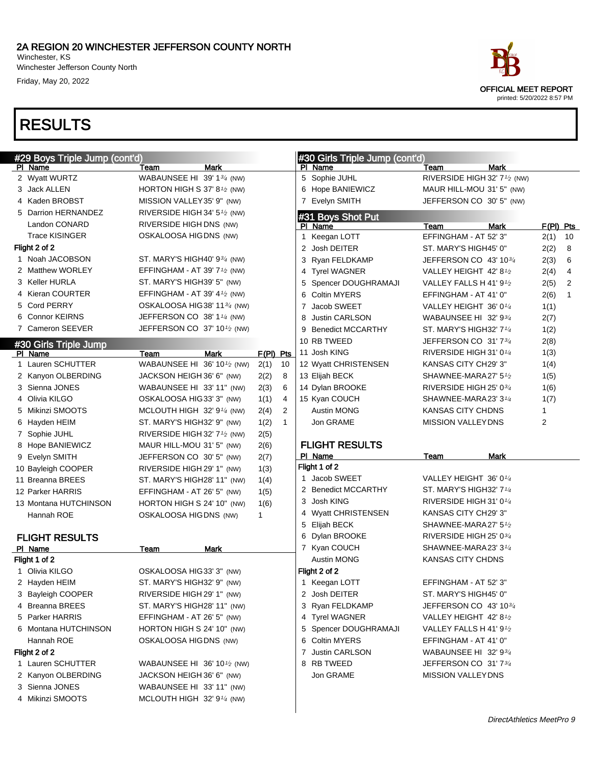# 2A REGION 20 WINCHESTER JEFFERSON COUNTY NORTH

Winchester, KS
Winchester Jefferson County North
Friday, May 20, 2022

OFFICIAL MEET REPORT
printed: 5/20/2022 8:57 PM

# RESULTS

## #29 Boys Triple Jump (cont'd)

| Pl | Name | Team | Mark |
|---|---|---|---|
| 2 | Wyatt WURTZ | WABAUNSEE HI | 39' 1¾ (NW) |
| 3 | Jack ALLEN | HORTON HIGH S | 37' 8½ (NW) |
| 4 | Kaden BROBST | MISSION VALLEY | 35' 9" (NW) |
| 5 | Darrion HERNANDEZ | RIVERSIDE HIGH | 34' 5½ (NW) |
| | Landon CONARD | RIVERSIDE HIGH | DNS (NW) |
| | Trace KISINGER | OSKALOOSA HIG | DNS (NW) |

**Flight 2 of 2**

| Pl | Name | Team | Mark |
|---|---|---|---|
| 1 | Noah JACOBSON | ST. MARY'S HIGH | 40' 9¾ (NW) |
| 2 | Matthew WORLEY | EFFINGHAM - AT | 39' 7½ (NW) |
| 3 | Keller HURLA | ST. MARY'S HIGH | 39' 5" (NW) |
| 4 | Kieran COURTER | EFFINGHAM - AT | 39' 4½ (NW) |
| 5 | Cord PERRY | OSKALOOSA HIG | 38' 11¾ (NW) |
| 6 | Connor KEIRNS | JEFFERSON CO | 38' 1¼ (NW) |
| 7 | Cameron SEEVER | JEFFERSON CO | 37' 10½ (NW) |

## #30 Girls Triple Jump

| Pl | Name | Team | Mark | F(Pl) | Pts |
|---|---|---|---|---|---|
| 1 | Lauren SCHUTTER | WABAUNSEE HI | 36' 10½ (NW) | 2(1) | 10 |
| 2 | Kanyon OLBERDING | JACKSON HEIGH | 36' 6" (NW) | 2(2) | 8 |
| 3 | Sienna JONES | WABAUNSEE HI | 33' 11" (NW) | 2(3) | 6 |
| 4 | Olivia KILGO | OSKALOOSA HIG | 33' 3" (NW) | 1(1) | 4 |
| 5 | Mikinzi SMOOTS | MCLOUTH HIGH | 32' 9¼ (NW) | 2(4) | 2 |
| 6 | Hayden HEIM | ST. MARY'S HIGH | 32' 9" (NW) | 1(2) | 1 |
| 7 | Sophie JUHL | RIVERSIDE HIGH | 32' 7½ (NW) | 2(5) | |
| 8 | Hope BANIEWICZ | MAUR HILL-MOU | 31' 5" (NW) | 2(6) | |
| 9 | Evelyn SMITH | JEFFERSON CO | 30' 5" (NW) | 2(7) | |
| 10 | Bayleigh COOPER | RIVERSIDE HIGH | 29' 1" (NW) | 1(3) | |
| 11 | Breanna BREES | ST. MARY'S HIGH | 28' 11" (NW) | 1(4) | |
| 12 | Parker HARRIS | EFFINGHAM - AT | 26' 5" (NW) | 1(5) | |
| 13 | Montana HUTCHINSON | HORTON HIGH S | 24' 10" (NW) | 1(6) | |
| | Hannah ROE | OSKALOOSA HIG | DNS (NW) | 1 | |

### FLIGHT RESULTS

**Flight 1 of 2**

| Pl | Name | Team | Mark |
|---|---|---|---|
| 1 | Olivia KILGO | OSKALOOSA HIG | 33' 3" (NW) |
| 2 | Hayden HEIM | ST. MARY'S HIGH | 32' 9" (NW) |
| 3 | Bayleigh COOPER | RIVERSIDE HIGH | 29' 1" (NW) |
| 4 | Breanna BREES | ST. MARY'S HIGH | 28' 11" (NW) |
| 5 | Parker HARRIS | EFFINGHAM - AT | 26' 5" (NW) |
| 6 | Montana HUTCHINSON | HORTON HIGH S | 24' 10" (NW) |
| | Hannah ROE | OSKALOOSA HIG | DNS (NW) |

**Flight 2 of 2**

| Pl | Name | Team | Mark |
|---|---|---|---|
| 1 | Lauren SCHUTTER | WABAUNSEE HI | 36' 10½ (NW) |
| 2 | Kanyon OLBERDING | JACKSON HEIGH | 36' 6" (NW) |
| 3 | Sienna JONES | WABAUNSEE HI | 33' 11" (NW) |
| 4 | Mikinzi SMOOTS | MCLOUTH HIGH | 32' 9¼ (NW) |
| 5 | Sophie JUHL | RIVERSIDE HIGH | 32' 7½ (NW) |
| 6 | Hope BANIEWICZ | MAUR HILL-MOU | 31' 5" (NW) |
| 7 | Evelyn SMITH | JEFFERSON CO | 30' 5" (NW) |

## #31 Boys Shot Put

| Pl | Name | Team | Mark | F(Pl) | Pts |
|---|---|---|---|---|---|
| 1 | Keegan LOTT | EFFINGHAM - AT | 52' 3" | 2(1) | 10 |
| 2 | Josh DEITER | ST. MARY'S HIGH | 45' 0" | 2(2) | 8 |
| 3 | Ryan FELDKAMP | JEFFERSON CO | 43' 10¾ | 2(3) | 6 |
| 4 | Tyrel WAGNER | VALLEY HEIGHT | 42' 8½ | 2(4) | 4 |
| 5 | Spencer DOUGHRAMAJI | VALLEY FALLS H | 41' 9½ | 2(5) | 2 |
| 6 | Coltin MYERS | EFFINGHAM - AT | 41' 0" | 2(6) | 1 |
| 7 | Jacob SWEET | VALLEY HEIGHT | 36' 0¼ | 1(1) | |
| 8 | Justin CARLSON | WABAUNSEE HI | 32' 9¾ | 2(7) | |
| 9 | Benedict MCCARTHY | ST. MARY'S HIGH | 32' 7¼ | 1(2) | |
| 10 | RB TWEED | JEFFERSON CO | 31' 7¾ | 2(8) | |
| 11 | Josh KING | RIVERSIDE HIGH | 31' 0¼ | 1(3) | |
| 12 | Wyatt CHRISTENSEN | KANSAS CITY CH | 29' 3" | 1(4) | |
| 13 | Elijah BECK | SHAWNEE-MARA | 27' 5½ | 1(5) | |
| 14 | Dylan BROOKE | RIVERSIDE HIGH | 25' 0¾ | 1(6) | |
| 15 | Kyan COUCH | SHAWNEE-MARA | 23' 3¼ | 1(7) | |
| | Austin MONG | KANSAS CITY CH | DNS | 1 | |
| | Jon GRAME | MISSION VALLEY | DNS | 2 | |

### FLIGHT RESULTS

**Flight 1 of 2**

| Pl | Name | Team | Mark |
|---|---|---|---|
| 1 | Jacob SWEET | VALLEY HEIGHT | 36' 0¼ |
| 2 | Benedict MCCARTHY | ST. MARY'S HIGH | 32' 7¼ |
| 3 | Josh KING | RIVERSIDE HIGH | 31' 0¼ |
| 4 | Wyatt CHRISTENSEN | KANSAS CITY CH | 29' 3" |
| 5 | Elijah BECK | SHAWNEE-MARA | 27' 5½ |
| 6 | Dylan BROOKE | RIVERSIDE HIGH | 25' 0¾ |
| 7 | Kyan COUCH | SHAWNEE-MARA | 23' 3¼ |
| | Austin MONG | KANSAS CITY CH | DNS |

**Flight 2 of 2**

| Pl | Name | Team | Mark |
|---|---|---|---|
| 1 | Keegan LOTT | EFFINGHAM - AT | 52' 3" |
| 2 | Josh DEITER | ST. MARY'S HIGH | 45' 0" |
| 3 | Ryan FELDKAMP | JEFFERSON CO | 43' 10¾ |
| 4 | Tyrel WAGNER | VALLEY HEIGHT | 42' 8½ |
| 5 | Spencer DOUGHRAMAJI | VALLEY FALLS H | 41' 9½ |
| 6 | Coltin MYERS | EFFINGHAM - AT | 41' 0" |
| 7 | Justin CARLSON | WABAUNSEE HI | 32' 9¾ |
| 8 | RB TWEED | JEFFERSON CO | 31' 7¾ |
| | Jon GRAME | MISSION VALLEY | DNS |

*DirectAthletics MeetPro 9*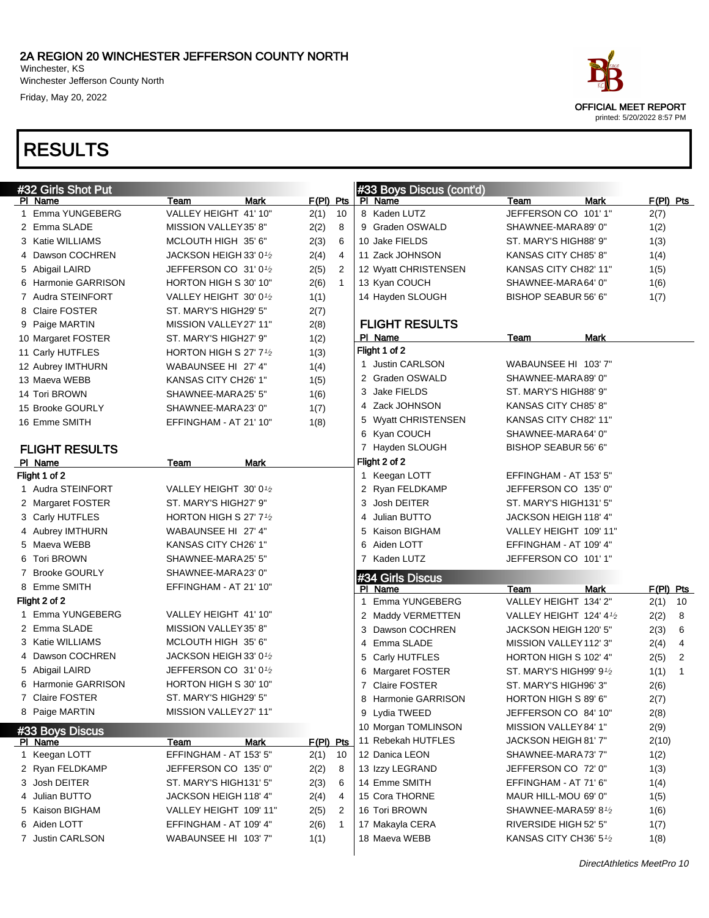# 2A REGION 20 WINCHESTER JEFFERSON COUNTY NORTH

Winchester, KS
Winchester Jefferson County North
Friday, May 20, 2022

OFFICIAL MEET REPORT
printed: 5/20/2022 8:57 PM

# RESULTS

## #32 Girls Shot Put

| Pl | Name | Team | Mark | F(Pl) | Pts |
|---|---|---|---|---|---|
| 1 | Emma YUNGEBERG | VALLEY HEIGHT | 41' 10" | 2(1) | 10 |
| 2 | Emma SLADE | MISSION VALLEY | 35' 8" | 2(2) | 8 |
| 3 | Katie WILLIAMS | MCLOUTH HIGH | 35' 6" | 2(3) | 6 |
| 4 | Dawson COCHREN | JACKSON HEIGH | 33' 0½ | 2(4) | 4 |
| 5 | Abigail LAIRD | JEFFERSON CO | 31' 0½ | 2(5) | 2 |
| 6 | Harmonie GARRISON | HORTON HIGH S | 30' 10" | 2(6) | 1 |
| 7 | Audra STEINFORT | VALLEY HEIGHT | 30' 0½ | 1(1) | |
| 8 | Claire FOSTER | ST. MARY'S HIGH | 29' 5" | 2(7) | |
| 9 | Paige MARTIN | MISSION VALLEY | 27' 11" | 2(8) | |
| 10 | Margaret FOSTER | ST. MARY'S HIGH | 27' 9" | 1(2) | |
| 11 | Carly HUTFLES | HORTON HIGH S | 27' 7½ | 1(3) | |
| 12 | Aubrey IMTHURN | WABAUNSEE HI | 27' 4" | 1(4) | |
| 13 | Maeva WEBB | KANSAS CITY CH | 26' 1" | 1(5) | |
| 14 | Tori BROWN | SHAWNEE-MARA | 25' 5" | 1(6) | |
| 15 | Brooke GOURLY | SHAWNEE-MARA | 23' 0" | 1(7) | |
| 16 | Emme SMITH | EFFINGHAM - AT | 21' 10" | 1(8) | |

### FLIGHT RESULTS

| Pl | Name | Team | Mark |
|---|---|---|---|
| **Flight 1 of 2** | | | |
| 1 | Audra STEINFORT | VALLEY HEIGHT | 30' 0½ |
| 2 | Margaret FOSTER | ST. MARY'S HIGH | 27' 9" |
| 3 | Carly HUTFLES | HORTON HIGH S | 27' 7½ |
| 4 | Aubrey IMTHURN | WABAUNSEE HI | 27' 4" |
| 5 | Maeva WEBB | KANSAS CITY CH | 26' 1" |
| 6 | Tori BROWN | SHAWNEE-MARA | 25' 5" |
| 7 | Brooke GOURLY | SHAWNEE-MARA | 23' 0" |
| 8 | Emme SMITH | EFFINGHAM - AT | 21' 10" |
| **Flight 2 of 2** | | | |
| 1 | Emma YUNGEBERG | VALLEY HEIGHT | 41' 10" |
| 2 | Emma SLADE | MISSION VALLEY | 35' 8" |
| 3 | Katie WILLIAMS | MCLOUTH HIGH | 35' 6" |
| 4 | Dawson COCHREN | JACKSON HEIGH | 33' 0½ |
| 5 | Abigail LAIRD | JEFFERSON CO | 31' 0½ |
| 6 | Harmonie GARRISON | HORTON HIGH S | 30' 10" |
| 7 | Claire FOSTER | ST. MARY'S HIGH | 29' 5" |
| 8 | Paige MARTIN | MISSION VALLEY | 27' 11" |

## #33 Boys Discus

| Pl | Name | Team | Mark | F(Pl) | Pts |
|---|---|---|---|---|---|
| 1 | Keegan LOTT | EFFINGHAM - AT | 153' 5" | 2(1) | 10 |
| 2 | Ryan FELDKAMP | JEFFERSON CO | 135' 0" | 2(2) | 8 |
| 3 | Josh DEITER | ST. MARY'S HIGH | 131' 5" | 2(3) | 6 |
| 4 | Julian BUTTO | JACKSON HEIGH | 118' 4" | 2(4) | 4 |
| 5 | Kaison BIGHAM | VALLEY HEIGHT | 109' 11" | 2(5) | 2 |
| 6 | Aiden LOTT | EFFINGHAM - AT | 109' 4" | 2(6) | 1 |
| 7 | Justin CARLSON | WABAUNSEE HI | 103' 7" | 1(1) | |
| 8 | Kaden LUTZ | JEFFERSON CO | 101' 1" | 2(7) | |
| 9 | Graden OSWALD | SHAWNEE-MARA | 89' 0" | 1(2) | |
| 10 | Jake FIELDS | ST. MARY'S HIGH | 88' 9" | 1(3) | |
| 11 | Zack JOHNSON | KANSAS CITY CH | 85' 8" | 1(4) | |
| 12 | Wyatt CHRISTENSEN | KANSAS CITY CH | 82' 11" | 1(5) | |
| 13 | Kyan COUCH | SHAWNEE-MARA | 64' 0" | 1(6) | |
| 14 | Hayden SLOUGH | BISHOP SEABUR | 56' 6" | 1(7) | |

### FLIGHT RESULTS

| Pl | Name | Team | Mark |
|---|---|---|---|
| **Flight 1 of 2** | | | |
| 1 | Justin CARLSON | WABAUNSEE HI | 103' 7" |
| 2 | Graden OSWALD | SHAWNEE-MARA | 89' 0" |
| 3 | Jake FIELDS | ST. MARY'S HIGH | 88' 9" |
| 4 | Zack JOHNSON | KANSAS CITY CH | 85' 8" |
| 5 | Wyatt CHRISTENSEN | KANSAS CITY CH | 82' 11" |
| 6 | Kyan COUCH | SHAWNEE-MARA | 64' 0" |
| 7 | Hayden SLOUGH | BISHOP SEABUR | 56' 6" |
| **Flight 2 of 2** | | | |
| 1 | Keegan LOTT | EFFINGHAM - AT | 153' 5" |
| 2 | Ryan FELDKAMP | JEFFERSON CO | 135' 0" |
| 3 | Josh DEITER | ST. MARY'S HIGH | 131' 5" |
| 4 | Julian BUTTO | JACKSON HEIGH | 118' 4" |
| 5 | Kaison BIGHAM | VALLEY HEIGHT | 109' 11" |
| 6 | Aiden LOTT | EFFINGHAM - AT | 109' 4" |
| 7 | Kaden LUTZ | JEFFERSON CO | 101' 1" |

## #34 Girls Discus

| Pl | Name | Team | Mark | F(Pl) | Pts |
|---|---|---|---|---|---|
| 1 | Emma YUNGEBERG | VALLEY HEIGHT | 134' 2" | 2(1) | 10 |
| 2 | Maddy VERMETTEN | VALLEY HEIGHT | 124' 4½ | 2(2) | 8 |
| 3 | Dawson COCHREN | JACKSON HEIGH | 120' 5" | 2(3) | 6 |
| 4 | Emma SLADE | MISSION VALLEY | 112' 3" | 2(4) | 4 |
| 5 | Carly HUTFLES | HORTON HIGH S | 102' 4" | 2(5) | 2 |
| 6 | Margaret FOSTER | ST. MARY'S HIGH | 99' 9½ | 1(1) | 1 |
| 7 | Claire FOSTER | ST. MARY'S HIGH | 96' 3" | 2(6) | |
| 8 | Harmonie GARRISON | HORTON HIGH S | 89' 6" | 2(7) | |
| 9 | Lydia TWEED | JEFFERSON CO | 84' 10" | 2(8) | |
| 10 | Morgan TOMLINSON | MISSION VALLEY | 84' 1" | 2(9) | |
| 11 | Rebekah HUTFLES | JACKSON HEIGH | 81' 7" | 2(10) | |
| 12 | Danica LEON | SHAWNEE-MARA | 73' 7" | 1(2) | |
| 13 | Izzy LEGRAND | JEFFERSON CO | 72' 0" | 1(3) | |
| 14 | Emme SMITH | EFFINGHAM - AT | 71' 6" | 1(4) | |
| 15 | Cora THORNE | MAUR HILL-MOU | 69' 0" | 1(5) | |
| 16 | Tori BROWN | SHAWNEE-MARA | 59' 8½ | 1(6) | |
| 17 | Makayla CERA | RIVERSIDE HIGH | 52' 5" | 1(7) | |
| 18 | Maeva WEBB | KANSAS CITY CH | 36' 5½ | 1(8) | |

DirectAthletics MeetPro 10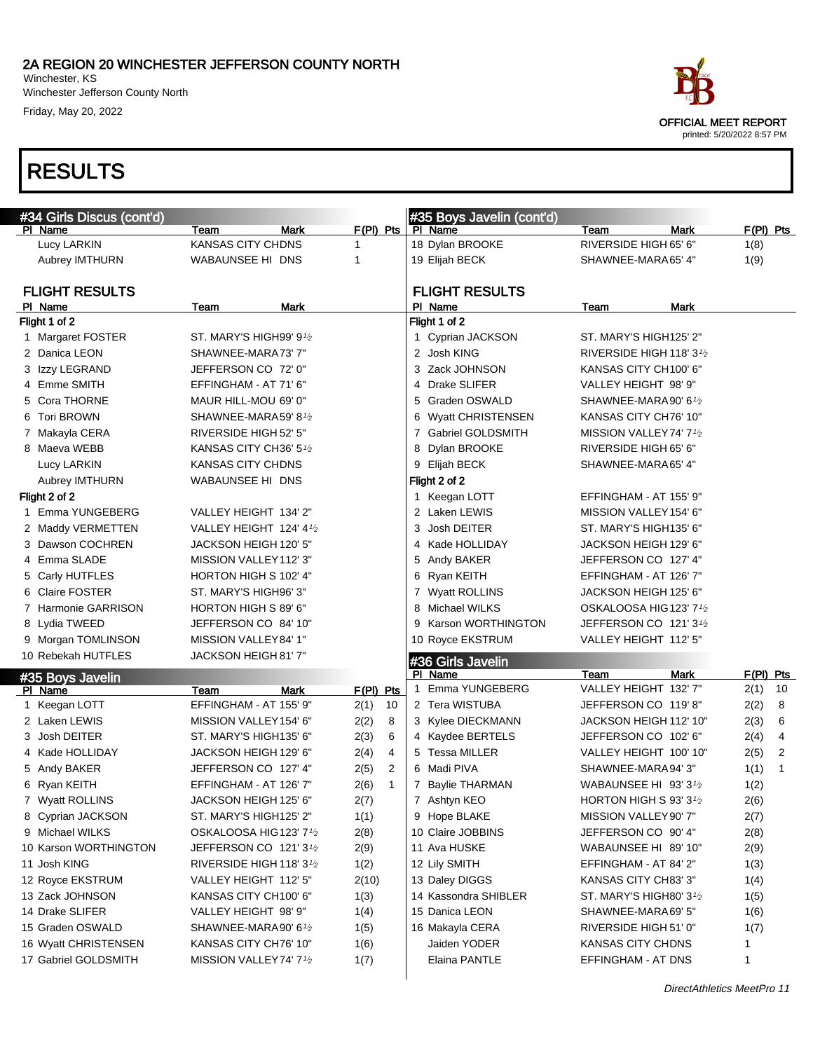# 2A REGION 20 WINCHESTER JEFFERSON COUNTY NORTH

Winchester, KS
Winchester Jefferson County North
Friday, May 20, 2022

OFFICIAL MEET REPORT
printed: 5/20/2022 8:57 PM

# RESULTS

## #34 Girls Discus (cont'd)

| Pl | Name | Team | Mark | F(Pl) | Pts |
|---|---|---|---|---|---|
| | Lucy LARKIN | KANSAS CITY CHDNS | | 1 | |
| | Aubrey IMTHURN | WABAUNSEE HI | DNS | 1 | |

### FLIGHT RESULTS

| Pl | Name | Team | Mark |
|---|---|---|---|
| **Flight 1 of 2** | | | |
| 1 | Margaret FOSTER | ST. MARY'S HIGH | 99' 9½ |
| 2 | Danica LEON | SHAWNEE-MARA | 73' 7" |
| 3 | Izzy LEGRAND | JEFFERSON CO | 72' 0" |
| 4 | Emme SMITH | EFFINGHAM - AT | 71' 6" |
| 5 | Cora THORNE | MAUR HILL-MOU | 69' 0" |
| 6 | Tori BROWN | SHAWNEE-MARA | 59' 8½ |
| 7 | Makayla CERA | RIVERSIDE HIGH | 52' 5" |
| 8 | Maeva WEBB | KANSAS CITY CH | 36' 5½ |
| | Lucy LARKIN | KANSAS CITY CHDNS | |
| | Aubrey IMTHURN | WABAUNSEE HI | DNS |
| **Flight 2 of 2** | | | |
| 1 | Emma YUNGEBERG | VALLEY HEIGHT | 134' 2" |
| 2 | Maddy VERMETTEN | VALLEY HEIGHT | 124' 4½ |
| 3 | Dawson COCHREN | JACKSON HEIGH | 120' 5" |
| 4 | Emma SLADE | MISSION VALLEY | 112' 3" |
| 5 | Carly HUFFLES | HORTON HIGH S | 102' 4" |
| 6 | Claire FOSTER | ST. MARY'S HIGH | 96' 3" |
| 7 | Harmonie GARRISON | HORTON HIGH S | 89' 6" |
| 8 | Lydia TWEED | JEFFERSON CO | 84' 10" |
| 9 | Morgan TOMLINSON | MISSION VALLEY | 84' 1" |
| 10 | Rebekah HUTFLES | JACKSON HEIGH | 81' 7" |

## #35 Boys Javelin

| Pl | Name | Team | Mark | F(Pl) | Pts |
|---|---|---|---|---|---|
| 1 | Keegan LOTT | EFFINGHAM - AT | 155' 9" | 2(1) | 10 |
| 2 | Laken LEWIS | MISSION VALLEY | 154' 6" | 2(2) | 8 |
| 3 | Josh DEITER | ST. MARY'S HIGH | 135' 6" | 2(3) | 6 |
| 4 | Kade HOLLIDAY | JACKSON HEIGH | 129' 6" | 2(4) | 4 |
| 5 | Andy BAKER | JEFFERSON CO | 127' 4" | 2(5) | 2 |
| 6 | Ryan KEITH | EFFINGHAM - AT | 126' 7" | 2(6) | 1 |
| 7 | Wyatt ROLLINS | JACKSON HEIGH | 125' 6" | 2(7) | |
| 8 | Cyprian JACKSON | ST. MARY'S HIGH | 125' 2" | 1(1) | |
| 9 | Michael WILKS | OSKALOOSA HIG | 123' 7½ | 2(8) | |
| 10 | Karson WORTHINGTON | JEFFERSON CO | 121' 3½ | 2(9) | |
| 11 | Josh KING | RIVERSIDE HIGH | 118' 3½ | 1(2) | |
| 12 | Royce EKSTRUM | VALLEY HEIGHT | 112' 5" | 2(10) | |
| 13 | Zack JOHNSON | KANSAS CITY CH | 100' 6" | 1(3) | |
| 14 | Drake SLIFER | VALLEY HEIGHT | 98' 9" | 1(4) | |
| 15 | Graden OSWALD | SHAWNEE-MARA | 90' 6½ | 1(5) | |
| 16 | Wyatt CHRISTENSEN | KANSAS CITY CH | 76' 10" | 1(6) | |
| 17 | Gabriel GOLDSMITH | MISSION VALLEY | 74' 7½ | 1(7) | |
| 18 | Dylan BROOKE | RIVERSIDE HIGH | 65' 6" | 1(8) | |
| 19 | Elijah BECK | SHAWNEE-MARA | 65' 4" | 1(9) | |

### FLIGHT RESULTS

| Pl | Name | Team | Mark |
|---|---|---|---|
| **Flight 1 of 2** | | | |
| 1 | Cyprian JACKSON | ST. MARY'S HIGH | 125' 2" |
| 2 | Josh KING | RIVERSIDE HIGH | 118' 3½ |
| 3 | Zack JOHNSON | KANSAS CITY CH | 100' 6" |
| 4 | Drake SLIFER | VALLEY HEIGHT | 98' 9" |
| 5 | Graden OSWALD | SHAWNEE-MARA | 90' 6½ |
| 6 | Wyatt CHRISTENSEN | KANSAS CITY CH | 76' 10" |
| 7 | Gabriel GOLDSMITH | MISSION VALLEY | 74' 7½ |
| 8 | Dylan BROOKE | RIVERSIDE HIGH | 65' 6" |
| 9 | Elijah BECK | SHAWNEE-MARA | 65' 4" |
| **Flight 2 of 2** | | | |
| 1 | Keegan LOTT | EFFINGHAM - AT | 155' 9" |
| 2 | Laken LEWIS | MISSION VALLEY | 154' 6" |
| 3 | Josh DEITER | ST. MARY'S HIGH | 135' 6" |
| 4 | Kade HOLLIDAY | JACKSON HEIGH | 129' 6" |
| 5 | Andy BAKER | JEFFERSON CO | 127' 4" |
| 6 | Ryan KEITH | EFFINGHAM - AT | 126' 7" |
| 7 | Wyatt ROLLINS | JACKSON HEIGH | 125' 6" |
| 8 | Michael WILKS | OSKALOOSA HIG | 123' 7½ |
| 9 | Karson WORTHINGTON | JEFFERSON CO | 121' 3½ |
| 10 | Royce EKSTRUM | VALLEY HEIGHT | 112' 5" |

## #36 Girls Javelin

| Pl | Name | Team | Mark | F(Pl) | Pts |
|---|---|---|---|---|---|
| 1 | Emma YUNGEBERG | VALLEY HEIGHT | 132' 7" | 2(1) | 10 |
| 2 | Tera WISTUBA | JEFFERSON CO | 119' 8" | 2(2) | 8 |
| 3 | Kylee DIECKMANN | JACKSON HEIGH | 112' 10" | 2(3) | 6 |
| 4 | Kaydee BERTELS | JEFFERSON CO | 102' 6" | 2(4) | 4 |
| 5 | Tessa MILLER | VALLEY HEIGHT | 100' 10" | 2(5) | 2 |
| 6 | Madi PIVA | SHAWNEE-MARA | 94' 3" | 1(1) | 1 |
| 7 | Baylie THARMAN | WABAUNSEE HI | 93' 3½ | 1(2) | |
| 7 | Ashtyn KEO | HORTON HIGH S | 93' 3½ | 2(6) | |
| 9 | Hope BLAKE | MISSION VALLEY | 90' 7" | 2(7) | |
| 10 | Claire JOBBINS | JEFFERSON CO | 90' 4" | 2(8) | |
| 11 | Ava HUSKE | WABAUNSEE HI | 89' 10" | 2(9) | |
| 12 | Lily SMITH | EFFINGHAM - AT | 84' 2" | 1(3) | |
| 13 | Daley DIGGS | KANSAS CITY CH | 83' 3" | 1(4) | |
| 14 | Kassondra SHIBLER | ST. MARY'S HIGH | 80' 3½ | 1(5) | |
| 15 | Danica LEON | SHAWNEE-MARA | 69' 5" | 1(6) | |
| 16 | Makayla CERA | RIVERSIDE HIGH | 51' 0" | 1(7) | |
| | Jaiden YODER | KANSAS CITY CHDNS | | 1 | |
| | Elaina PANTLE | EFFINGHAM - AT | DNS | 1 | |

*DirectAthletics MeetPro 11*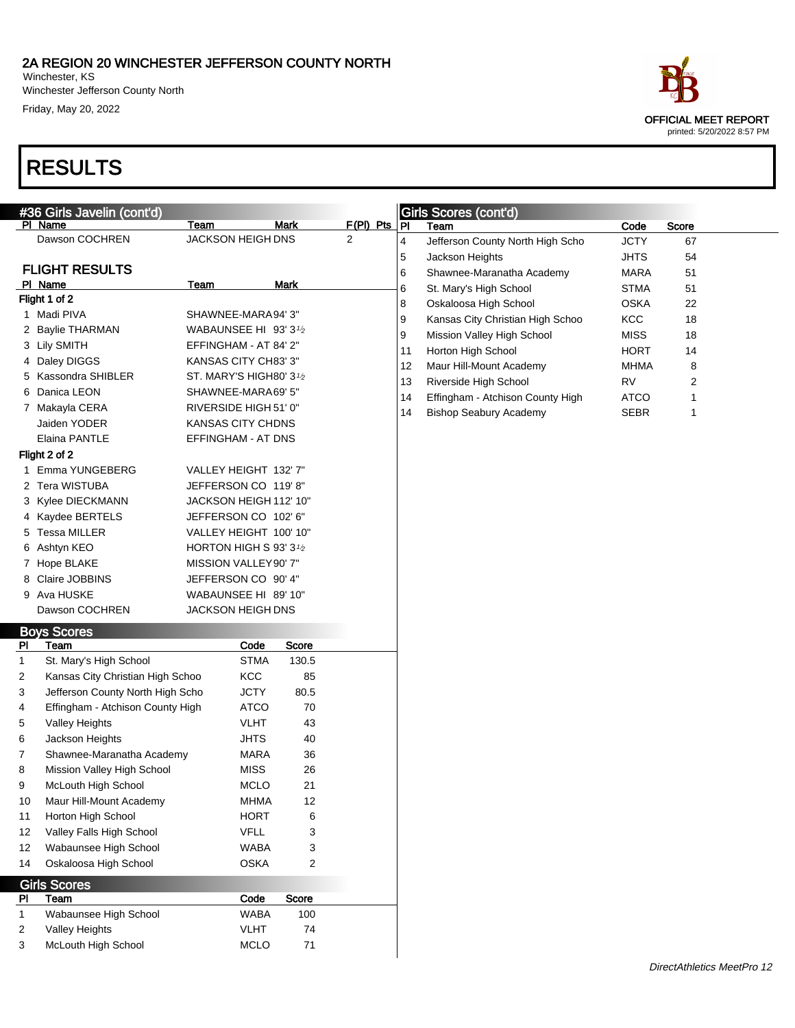# RESULTS

## #36 Girls Javelin (cont'd)

| Pl | Name | Team | Mark | F(Pl) | Pts |
|---|---|---|---|---|---|
| | Dawson COCHREN | JACKSON HEIGH | DNS | 2 | |

### FLIGHT RESULTS

| Pl | Name | Team | Mark |
|---|---|---|---|
| **Flight 1 of 2** | | | |
| 1 | Madi PIVA | SHAWNEE-MARA | 94' 3" |
| 2 | Baylie THARMAN | WABAUNSEE HI | 93' 3½ |
| 3 | Lily SMITH | EFFINGHAM - AT | 84' 2" |
| 4 | Daley DIGGS | KANSAS CITY CH | 83' 3" |
| 5 | Kassondra SHIBLER | ST. MARY'S HIGH | 80' 3½ |
| 6 | Danica LEON | SHAWNEE-MARA | 69' 5" |
| 7 | Makayla CERA | RIVERSIDE HIGH | 51' 0" |
| | Jaiden YODER | KANSAS CITY CH | DNS |
| | Elaina PANTLE | EFFINGHAM - AT | DNS |
| **Flight 2 of 2** | | | |
| 1 | Emma YUNGEBERG | VALLEY HEIGHT | 132' 7" |
| 2 | Tera WISTUBA | JEFFERSON CO | 119' 8" |
| 3 | Kylee DIECKMANN | JACKSON HEIGH | 112' 10" |
| 4 | Kaydee BERTELS | JEFFERSON CO | 102' 6" |
| 5 | Tessa MILLER | VALLEY HEIGHT | 100' 10" |
| 6 | Ashtyn KEO | HORTON HIGH S | 93' 3½ |
| 7 | Hope BLAKE | MISSION VALLEY | 90' 7" |
| 8 | Claire JOBBINS | JEFFERSON CO | 90' 4" |
| 9 | Ava HUSKE | WABAUNSEE HI | 89' 10" |
| | Dawson COCHREN | JACKSON HEIGH | DNS |

## Boys Scores

| Pl | Team | Code | Score |
|---|---|---|---|
| 1 | St. Mary's High School | STMA | 130.5 |
| 2 | Kansas City Christian High Schoo | KCC | 85 |
| 3 | Jefferson County North High Scho | JCTY | 80.5 |
| 4 | Effingham - Atchison County High | ATCO | 70 |
| 5 | Valley Heights | VLHT | 43 |
| 6 | Jackson Heights | JHTS | 40 |
| 7 | Shawnee-Maranatha Academy | MARA | 36 |
| 8 | Mission Valley High School | MISS | 26 |
| 9 | McLouth High School | MCLO | 21 |
| 10 | Maur Hill-Mount Academy | MHMA | 12 |
| 11 | Horton High School | HORT | 6 |
| 12 | Valley Falls High School | VFLL | 3 |
| 12 | Wabaunsee High School | WABA | 3 |
| 14 | Oskaloosa High School | OSKA | 2 |

## Girls Scores

| Pl | Team | Code | Score |
|---|---|---|---|
| 1 | Wabaunsee High School | WABA | 100 |
| 2 | Valley Heights | VLHT | 74 |
| 3 | McLouth High School | MCLO | 71 |
| 4 | Jefferson County North High Scho | JCTY | 67 |
| 5 | Jackson Heights | JHTS | 54 |
| 6 | Shawnee-Maranatha Academy | MARA | 51 |
| 6 | St. Mary's High School | STMA | 51 |
| 8 | Oskaloosa High School | OSKA | 22 |
| 9 | Kansas City Christian High Schoo | KCC | 18 |
| 9 | Mission Valley High School | MISS | 18 |
| 11 | Horton High School | HORT | 14 |
| 12 | Maur Hill-Mount Academy | MHMA | 8 |
| 13 | Riverside High School | RV | 2 |
| 14 | Effingham - Atchison County High | ATCO | 1 |
| 14 | Bishop Seabury Academy | SEBR | 1 |